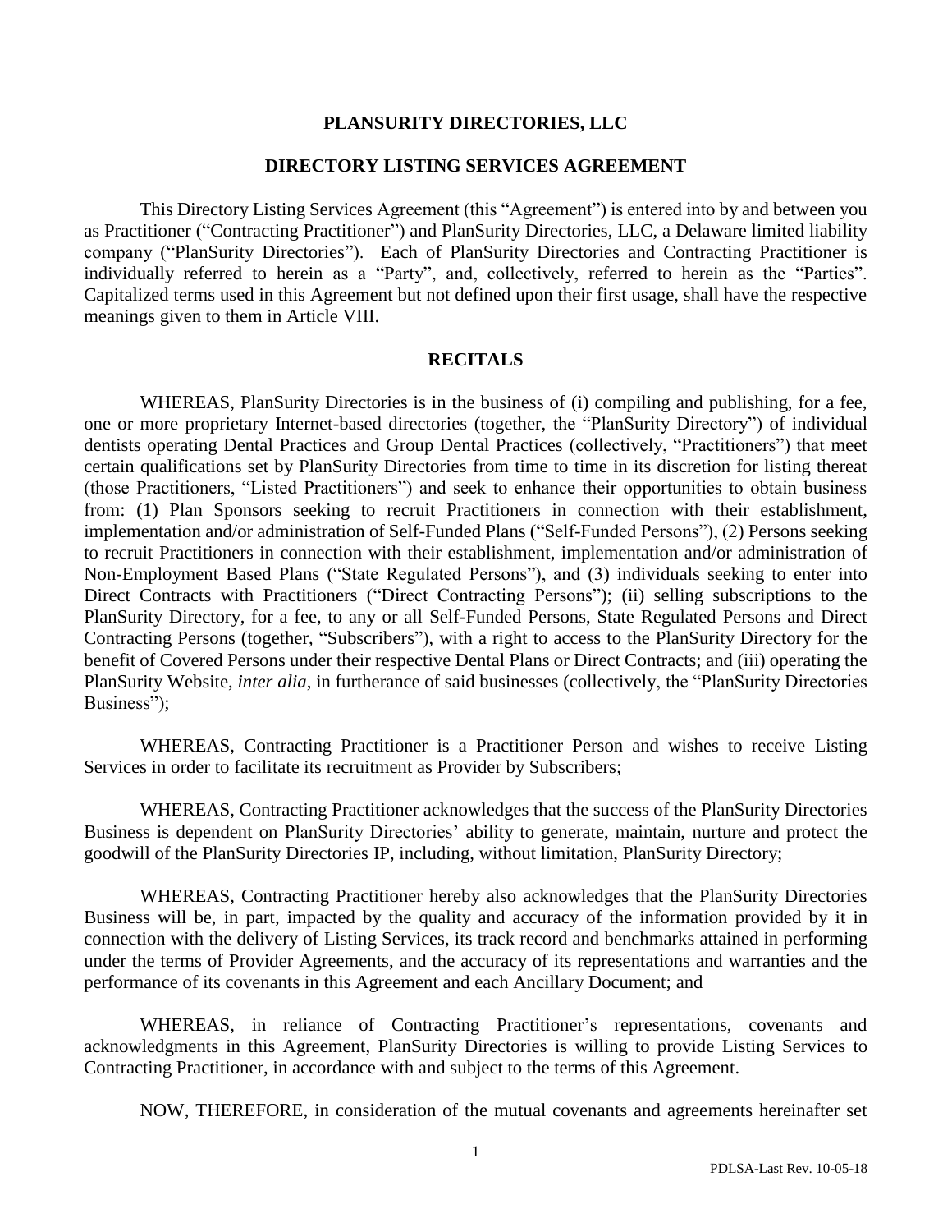**PLANSURITY DIRECTORIES, LLC**

**DIRECTORY LISTING SERVICES AGREEMENT**

This Directory Listing Services Agreement (this "Agreement") is entered into by and between you as Practitioner ("Contracting Practitioner") and PlanSurity Directories, LLC, a Delaware limited liability company ("PlanSurity Directories"). Each of PlanSurity Directories and Contracting Practitioner is individually referred to herein as a "Party", and, collectively, referred to herein as the "Parties". Capitalized terms used in this Agreement but not defined upon their first usage, shall have the respective meanings given to them in Article VIII.

**RECITALS**

WHEREAS, PlanSurity Directories is in the business of (i) compiling and publishing, for a fee, one or more proprietary Internet-based directories (together, the "PlanSurity Directory") of individual dentists operating Dental Practices and Group Dental Practices (collectively, "Practitioners") that meet certain qualifications set by PlanSurity Directories from time to time in its discretion for listing thereat (those Practitioners, "Listed Practitioners") and seek to enhance their opportunities to obtain business from: (1) Plan Sponsors seeking to recruit Practitioners in connection with their establishment, implementation and/or administration of Self-Funded Plans ("Self-Funded Persons"), (2) Persons seeking to recruit Practitioners in connection with their establishment, implementation and/or administration of Non-Employment Based Plans ("State Regulated Persons"), and (3) individuals seeking to enter into Direct Contracts with Practitioners ("Direct Contracting Persons"); (ii) selling subscriptions to the PlanSurity Directory, for a fee, to any or all Self-Funded Persons, State Regulated Persons and Direct Contracting Persons (together, "Subscribers"), with a right to access to the PlanSurity Directory for the benefit of Covered Persons under their respective Dental Plans or Direct Contracts; and (iii) operating the PlanSurity Website, *inter alia*, in furtherance of said businesses (collectively, the "PlanSurity Directories Business");

WHEREAS, Contracting Practitioner is a Practitioner Person and wishes to receive Listing Services in order to facilitate its recruitment as Provider by Subscribers;

WHEREAS, Contracting Practitioner acknowledges that the success of the PlanSurity Directories Business is dependent on PlanSurity Directories' ability to generate, maintain, nurture and protect the goodwill of the PlanSurity Directories IP, including, without limitation, PlanSurity Directory;

WHEREAS, Contracting Practitioner hereby also acknowledges that the PlanSurity Directories Business will be, in part, impacted by the quality and accuracy of the information provided by it in connection with the delivery of Listing Services, its track record and benchmarks attained in performing under the terms of Provider Agreements, and the accuracy of its representations and warranties and the performance of its covenants in this Agreement and each Ancillary Document; and

WHEREAS, in reliance of Contracting Practitioner's representations, covenants and acknowledgments in this Agreement, PlanSurity Directories is willing to provide Listing Services to Contracting Practitioner, in accordance with and subject to the terms of this Agreement.

NOW, THEREFORE, in consideration of the mutual covenants and agreements hereinafter set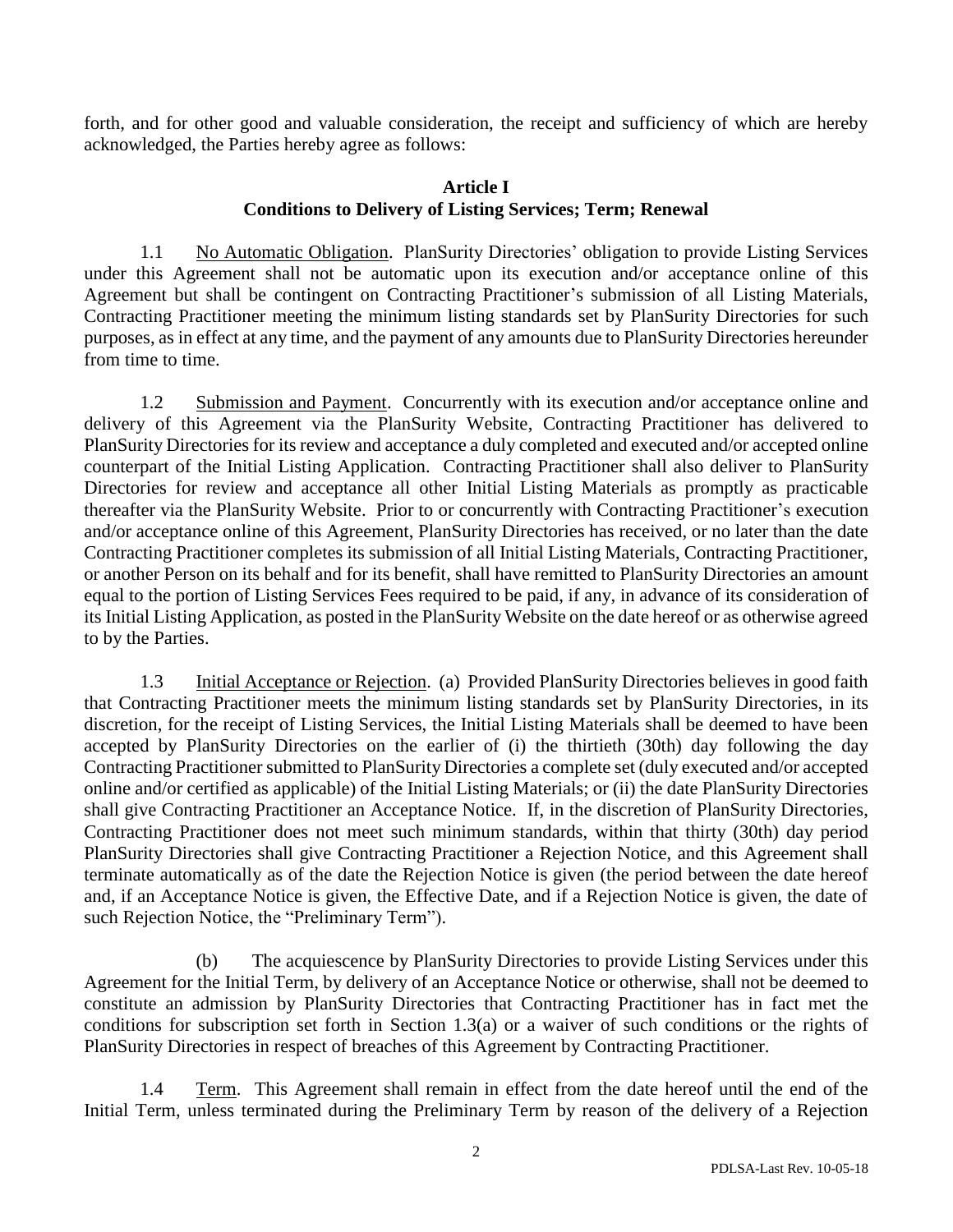forth, and for other good and valuable consideration, the receipt and sufficiency of which are hereby acknowledged, the Parties hereby agree as follows:

## Article I
## Conditions to Delivery of Listing Services; Term; Renewal

1.1 No Automatic Obligation. PlanSurity Directories' obligation to provide Listing Services under this Agreement shall not be automatic upon its execution and/or acceptance online of this Agreement but shall be contingent on Contracting Practitioner's submission of all Listing Materials, Contracting Practitioner meeting the minimum listing standards set by PlanSurity Directories for such purposes, as in effect at any time, and the payment of any amounts due to PlanSurity Directories hereunder from time to time.

1.2 Submission and Payment. Concurrently with its execution and/or acceptance online and delivery of this Agreement via the PlanSurity Website, Contracting Practitioner has delivered to PlanSurity Directories for its review and acceptance a duly completed and executed and/or accepted online counterpart of the Initial Listing Application. Contracting Practitioner shall also deliver to PlanSurity Directories for review and acceptance all other Initial Listing Materials as promptly as practicable thereafter via the PlanSurity Website. Prior to or concurrently with Contracting Practitioner's execution and/or acceptance online of this Agreement, PlanSurity Directories has received, or no later than the date Contracting Practitioner completes its submission of all Initial Listing Materials, Contracting Practitioner, or another Person on its behalf and for its benefit, shall have remitted to PlanSurity Directories an amount equal to the portion of Listing Services Fees required to be paid, if any, in advance of its consideration of its Initial Listing Application, as posted in the PlanSurity Website on the date hereof or as otherwise agreed to by the Parties.

1.3 Initial Acceptance or Rejection. (a) Provided PlanSurity Directories believes in good faith that Contracting Practitioner meets the minimum listing standards set by PlanSurity Directories, in its discretion, for the receipt of Listing Services, the Initial Listing Materials shall be deemed to have been accepted by PlanSurity Directories on the earlier of (i) the thirtieth (30th) day following the day Contracting Practitioner submitted to PlanSurity Directories a complete set (duly executed and/or accepted online and/or certified as applicable) of the Initial Listing Materials; or (ii) the date PlanSurity Directories shall give Contracting Practitioner an Acceptance Notice. If, in the discretion of PlanSurity Directories, Contracting Practitioner does not meet such minimum standards, within that thirty (30th) day period PlanSurity Directories shall give Contracting Practitioner a Rejection Notice, and this Agreement shall terminate automatically as of the date the Rejection Notice is given (the period between the date hereof and, if an Acceptance Notice is given, the Effective Date, and if a Rejection Notice is given, the date of such Rejection Notice, the "Preliminary Term").

(b) The acquiescence by PlanSurity Directories to provide Listing Services under this Agreement for the Initial Term, by delivery of an Acceptance Notice or otherwise, shall not be deemed to constitute an admission by PlanSurity Directories that Contracting Practitioner has in fact met the conditions for subscription set forth in Section 1.3(a) or a waiver of such conditions or the rights of PlanSurity Directories in respect of breaches of this Agreement by Contracting Practitioner.

1.4 Term. This Agreement shall remain in effect from the date hereof until the end of the Initial Term, unless terminated during the Preliminary Term by reason of the delivery of a Rejection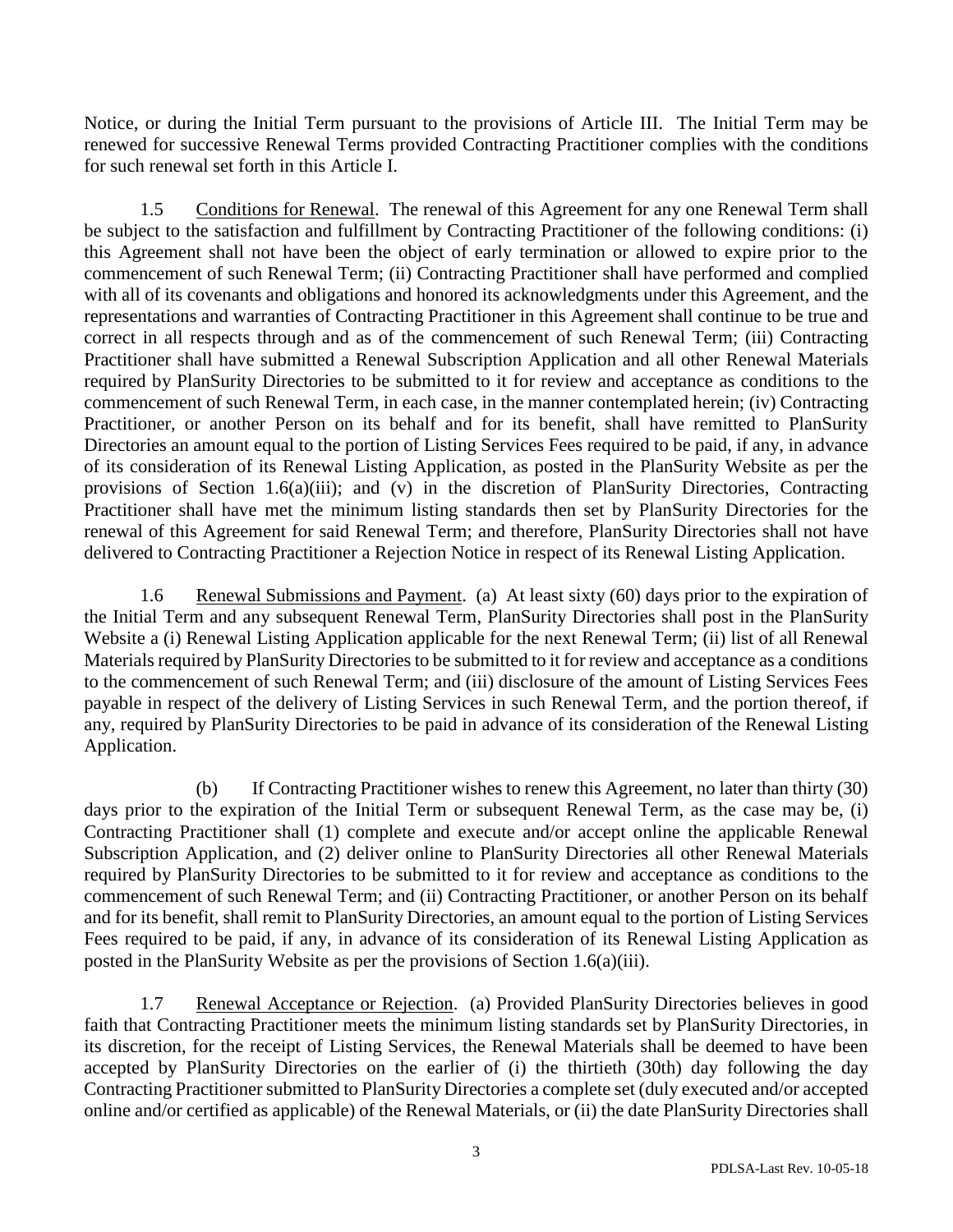Notice, or during the Initial Term pursuant to the provisions of Article III. The Initial Term may be renewed for successive Renewal Terms provided Contracting Practitioner complies with the conditions for such renewal set forth in this Article I.

1.5 Conditions for Renewal. The renewal of this Agreement for any one Renewal Term shall be subject to the satisfaction and fulfillment by Contracting Practitioner of the following conditions: (i) this Agreement shall not have been the object of early termination or allowed to expire prior to the commencement of such Renewal Term; (ii) Contracting Practitioner shall have performed and complied with all of its covenants and obligations and honored its acknowledgments under this Agreement, and the representations and warranties of Contracting Practitioner in this Agreement shall continue to be true and correct in all respects through and as of the commencement of such Renewal Term; (iii) Contracting Practitioner shall have submitted a Renewal Subscription Application and all other Renewal Materials required by PlanSurity Directories to be submitted to it for review and acceptance as conditions to the commencement of such Renewal Term, in each case, in the manner contemplated herein; (iv) Contracting Practitioner, or another Person on its behalf and for its benefit, shall have remitted to PlanSurity Directories an amount equal to the portion of Listing Services Fees required to be paid, if any, in advance of its consideration of its Renewal Listing Application, as posted in the PlanSurity Website as per the provisions of Section 1.6(a)(iii); and (v) in the discretion of PlanSurity Directories, Contracting Practitioner shall have met the minimum listing standards then set by PlanSurity Directories for the renewal of this Agreement for said Renewal Term; and therefore, PlanSurity Directories shall not have delivered to Contracting Practitioner a Rejection Notice in respect of its Renewal Listing Application.

1.6 Renewal Submissions and Payment. (a) At least sixty (60) days prior to the expiration of the Initial Term and any subsequent Renewal Term, PlanSurity Directories shall post in the PlanSurity Website a (i) Renewal Listing Application applicable for the next Renewal Term; (ii) list of all Renewal Materials required by PlanSurity Directories to be submitted to it for review and acceptance as a conditions to the commencement of such Renewal Term; and (iii) disclosure of the amount of Listing Services Fees payable in respect of the delivery of Listing Services in such Renewal Term, and the portion thereof, if any, required by PlanSurity Directories to be paid in advance of its consideration of the Renewal Listing Application.

(b) If Contracting Practitioner wishes to renew this Agreement, no later than thirty (30) days prior to the expiration of the Initial Term or subsequent Renewal Term, as the case may be, (i) Contracting Practitioner shall (1) complete and execute and/or accept online the applicable Renewal Subscription Application, and (2) deliver online to PlanSurity Directories all other Renewal Materials required by PlanSurity Directories to be submitted to it for review and acceptance as conditions to the commencement of such Renewal Term; and (ii) Contracting Practitioner, or another Person on its behalf and for its benefit, shall remit to PlanSurity Directories, an amount equal to the portion of Listing Services Fees required to be paid, if any, in advance of its consideration of its Renewal Listing Application as posted in the PlanSurity Website as per the provisions of Section 1.6(a)(iii).

1.7 Renewal Acceptance or Rejection. (a) Provided PlanSurity Directories believes in good faith that Contracting Practitioner meets the minimum listing standards set by PlanSurity Directories, in its discretion, for the receipt of Listing Services, the Renewal Materials shall be deemed to have been accepted by PlanSurity Directories on the earlier of (i) the thirtieth (30th) day following the day Contracting Practitioner submitted to PlanSurity Directories a complete set (duly executed and/or accepted online and/or certified as applicable) of the Renewal Materials, or (ii) the date PlanSurity Directories shall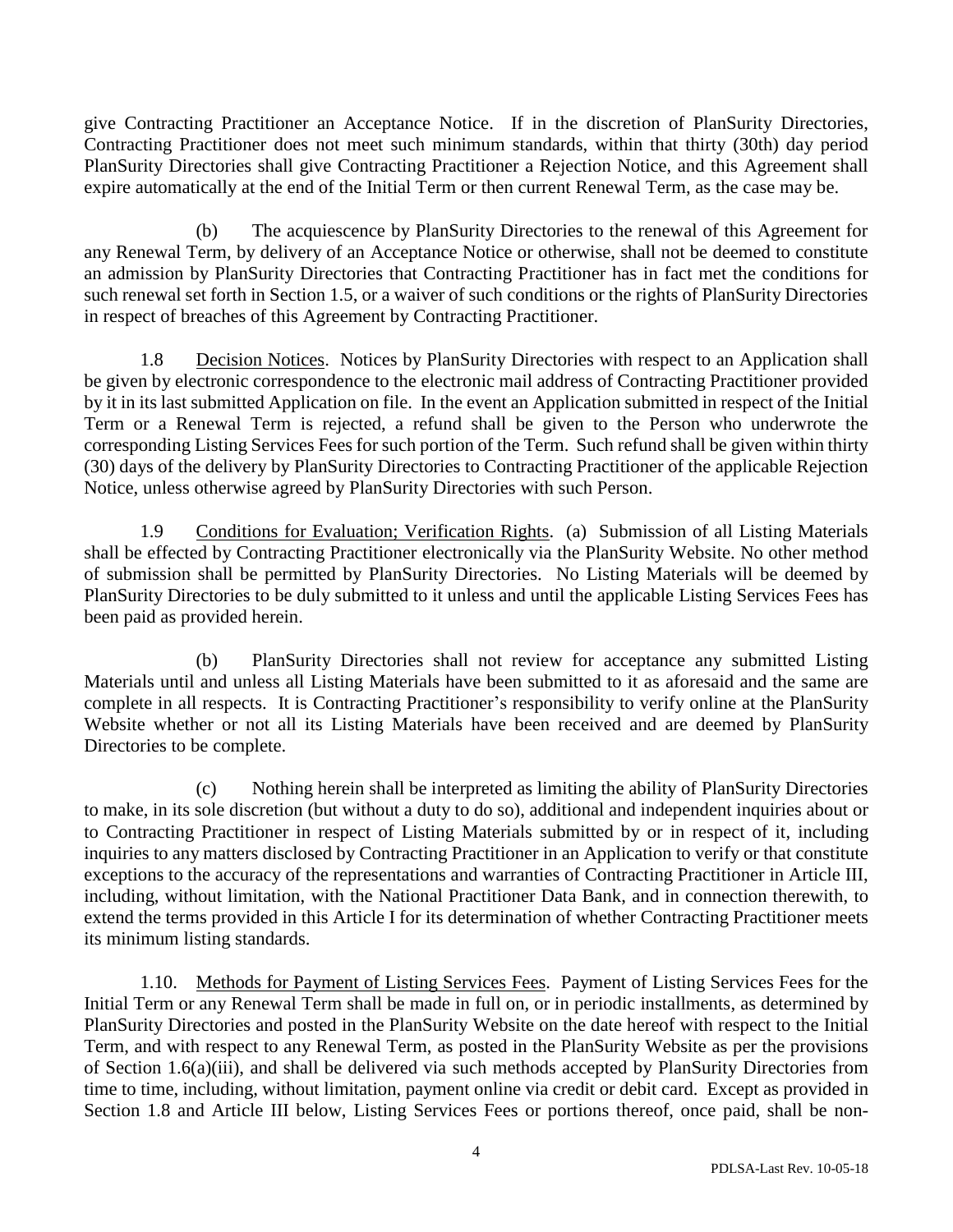give Contracting Practitioner an Acceptance Notice. If in the discretion of PlanSurity Directories, Contracting Practitioner does not meet such minimum standards, within that thirty (30th) day period PlanSurity Directories shall give Contracting Practitioner a Rejection Notice, and this Agreement shall expire automatically at the end of the Initial Term or then current Renewal Term, as the case may be.

(b) The acquiescence by PlanSurity Directories to the renewal of this Agreement for any Renewal Term, by delivery of an Acceptance Notice or otherwise, shall not be deemed to constitute an admission by PlanSurity Directories that Contracting Practitioner has in fact met the conditions for such renewal set forth in Section 1.5, or a waiver of such conditions or the rights of PlanSurity Directories in respect of breaches of this Agreement by Contracting Practitioner.

1.8 Decision Notices. Notices by PlanSurity Directories with respect to an Application shall be given by electronic correspondence to the electronic mail address of Contracting Practitioner provided by it in its last submitted Application on file. In the event an Application submitted in respect of the Initial Term or a Renewal Term is rejected, a refund shall be given to the Person who underwrote the corresponding Listing Services Fees for such portion of the Term. Such refund shall be given within thirty (30) days of the delivery by PlanSurity Directories to Contracting Practitioner of the applicable Rejection Notice, unless otherwise agreed by PlanSurity Directories with such Person.

1.9 Conditions for Evaluation; Verification Rights. (a) Submission of all Listing Materials shall be effected by Contracting Practitioner electronically via the PlanSurity Website. No other method of submission shall be permitted by PlanSurity Directories. No Listing Materials will be deemed by PlanSurity Directories to be duly submitted to it unless and until the applicable Listing Services Fees has been paid as provided herein.

(b) PlanSurity Directories shall not review for acceptance any submitted Listing Materials until and unless all Listing Materials have been submitted to it as aforesaid and the same are complete in all respects. It is Contracting Practitioner's responsibility to verify online at the PlanSurity Website whether or not all its Listing Materials have been received and are deemed by PlanSurity Directories to be complete.

(c) Nothing herein shall be interpreted as limiting the ability of PlanSurity Directories to make, in its sole discretion (but without a duty to do so), additional and independent inquiries about or to Contracting Practitioner in respect of Listing Materials submitted by or in respect of it, including inquiries to any matters disclosed by Contracting Practitioner in an Application to verify or that constitute exceptions to the accuracy of the representations and warranties of Contracting Practitioner in Article III, including, without limitation, with the National Practitioner Data Bank, and in connection therewith, to extend the terms provided in this Article I for its determination of whether Contracting Practitioner meets its minimum listing standards.

1.10. Methods for Payment of Listing Services Fees. Payment of Listing Services Fees for the Initial Term or any Renewal Term shall be made in full on, or in periodic installments, as determined by PlanSurity Directories and posted in the PlanSurity Website on the date hereof with respect to the Initial Term, and with respect to any Renewal Term, as posted in the PlanSurity Website as per the provisions of Section 1.6(a)(iii), and shall be delivered via such methods accepted by PlanSurity Directories from time to time, including, without limitation, payment online via credit or debit card. Except as provided in Section 1.8 and Article III below, Listing Services Fees or portions thereof, once paid, shall be non-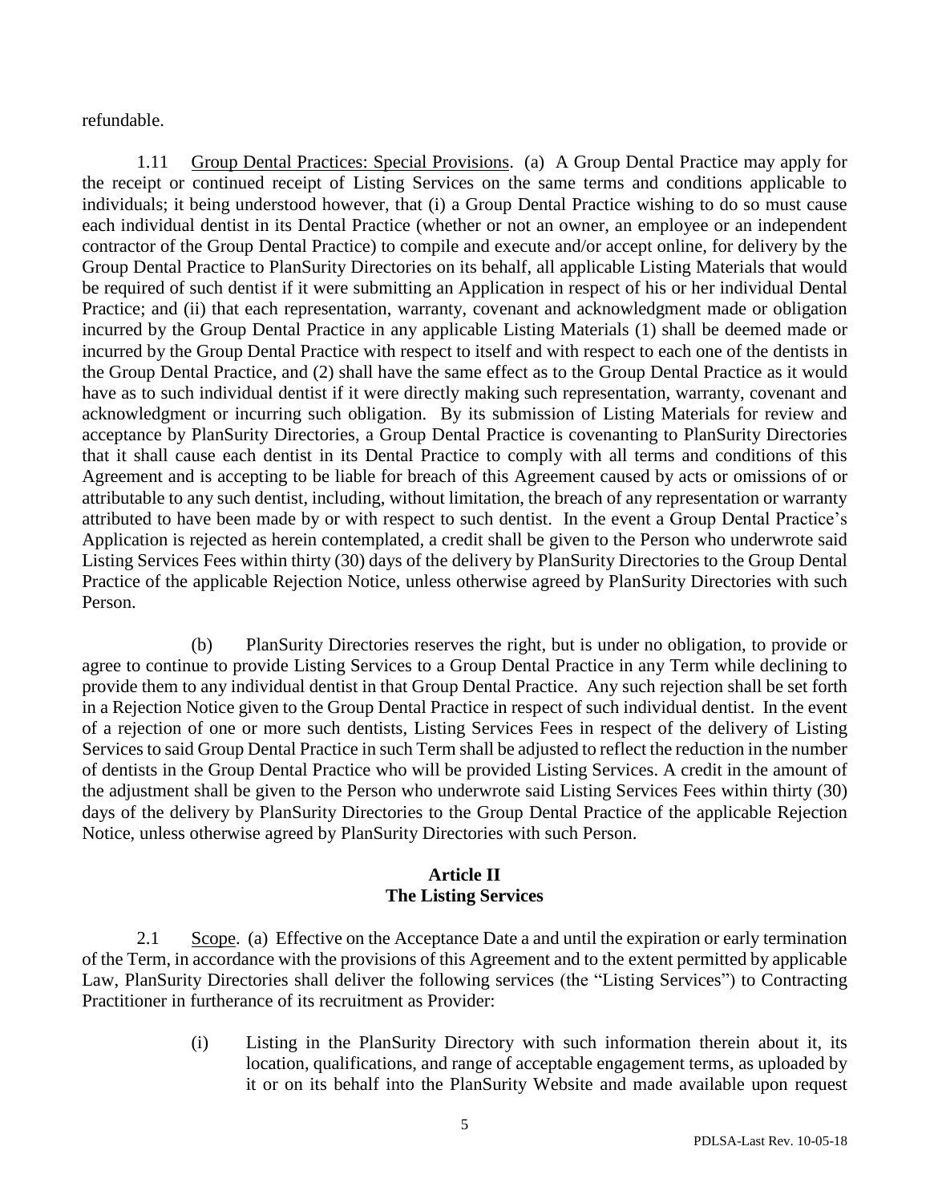refundable.

1.11 Group Dental Practices: Special Provisions. (a) A Group Dental Practice may apply for the receipt or continued receipt of Listing Services on the same terms and conditions applicable to individuals; it being understood however, that (i) a Group Dental Practice wishing to do so must cause each individual dentist in its Dental Practice (whether or not an owner, an employee or an independent contractor of the Group Dental Practice) to compile and execute and/or accept online, for delivery by the Group Dental Practice to PlanSurity Directories on its behalf, all applicable Listing Materials that would be required of such dentist if it were submitting an Application in respect of his or her individual Dental Practice; and (ii) that each representation, warranty, covenant and acknowledgment made or obligation incurred by the Group Dental Practice in any applicable Listing Materials (1) shall be deemed made or incurred by the Group Dental Practice with respect to itself and with respect to each one of the dentists in the Group Dental Practice, and (2) shall have the same effect as to the Group Dental Practice as it would have as to such individual dentist if it were directly making such representation, warranty, covenant and acknowledgment or incurring such obligation. By its submission of Listing Materials for review and acceptance by PlanSurity Directories, a Group Dental Practice is covenanting to PlanSurity Directories that it shall cause each dentist in its Dental Practice to comply with all terms and conditions of this Agreement and is accepting to be liable for breach of this Agreement caused by acts or omissions of or attributable to any such dentist, including, without limitation, the breach of any representation or warranty attributed to have been made by or with respect to such dentist. In the event a Group Dental Practice's Application is rejected as herein contemplated, a credit shall be given to the Person who underwrote said Listing Services Fees within thirty (30) days of the delivery by PlanSurity Directories to the Group Dental Practice of the applicable Rejection Notice, unless otherwise agreed by PlanSurity Directories with such Person.

(b) PlanSurity Directories reserves the right, but is under no obligation, to provide or agree to continue to provide Listing Services to a Group Dental Practice in any Term while declining to provide them to any individual dentist in that Group Dental Practice. Any such rejection shall be set forth in a Rejection Notice given to the Group Dental Practice in respect of such individual dentist. In the event of a rejection of one or more such dentists, Listing Services Fees in respect of the delivery of Listing Services to said Group Dental Practice in such Term shall be adjusted to reflect the reduction in the number of dentists in the Group Dental Practice who will be provided Listing Services. A credit in the amount of the adjustment shall be given to the Person who underwrote said Listing Services Fees within thirty (30) days of the delivery by PlanSurity Directories to the Group Dental Practice of the applicable Rejection Notice, unless otherwise agreed by PlanSurity Directories with such Person.

## Article II
## The Listing Services

2.1 Scope. (a) Effective on the Acceptance Date a and until the expiration or early termination of the Term, in accordance with the provisions of this Agreement and to the extent permitted by applicable Law, PlanSurity Directories shall deliver the following services (the "Listing Services") to Contracting Practitioner in furtherance of its recruitment as Provider:

(i) Listing in the PlanSurity Directory with such information therein about it, its location, qualifications, and range of acceptable engagement terms, as uploaded by it or on its behalf into the PlanSurity Website and made available upon request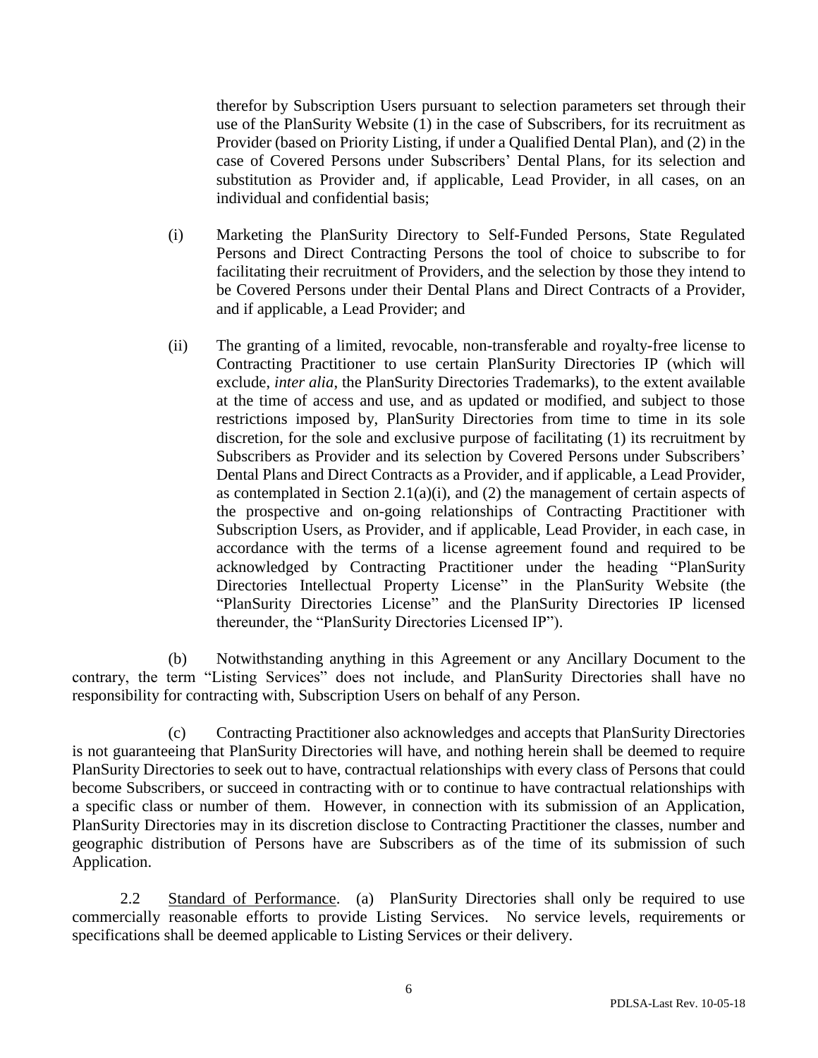therefor by Subscription Users pursuant to selection parameters set through their use of the PlanSurity Website (1) in the case of Subscribers, for its recruitment as Provider (based on Priority Listing, if under a Qualified Dental Plan), and (2) in the case of Covered Persons under Subscribers' Dental Plans, for its selection and substitution as Provider and, if applicable, Lead Provider, in all cases, on an individual and confidential basis;

(i) Marketing the PlanSurity Directory to Self-Funded Persons, State Regulated Persons and Direct Contracting Persons the tool of choice to subscribe to for facilitating their recruitment of Providers, and the selection by those they intend to be Covered Persons under their Dental Plans and Direct Contracts of a Provider, and if applicable, a Lead Provider; and

(ii) The granting of a limited, revocable, non-transferable and royalty-free license to Contracting Practitioner to use certain PlanSurity Directories IP (which will exclude, *inter alia*, the PlanSurity Directories Trademarks), to the extent available at the time of access and use, and as updated or modified, and subject to those restrictions imposed by, PlanSurity Directories from time to time in its sole discretion, for the sole and exclusive purpose of facilitating (1) its recruitment by Subscribers as Provider and its selection by Covered Persons under Subscribers' Dental Plans and Direct Contracts as a Provider, and if applicable, a Lead Provider, as contemplated in Section 2.1(a)(i), and (2) the management of certain aspects of the prospective and on-going relationships of Contracting Practitioner with Subscription Users, as Provider, and if applicable, Lead Provider, in each case, in accordance with the terms of a license agreement found and required to be acknowledged by Contracting Practitioner under the heading "PlanSurity Directories Intellectual Property License" in the PlanSurity Website (the "PlanSurity Directories License" and the PlanSurity Directories IP licensed thereunder, the "PlanSurity Directories Licensed IP").

(b) Notwithstanding anything in this Agreement or any Ancillary Document to the contrary, the term "Listing Services" does not include, and PlanSurity Directories shall have no responsibility for contracting with, Subscription Users on behalf of any Person.

(c) Contracting Practitioner also acknowledges and accepts that PlanSurity Directories is not guaranteeing that PlanSurity Directories will have, and nothing herein shall be deemed to require PlanSurity Directories to seek out to have, contractual relationships with every class of Persons that could become Subscribers, or succeed in contracting with or to continue to have contractual relationships with a specific class or number of them. However, in connection with its submission of an Application, PlanSurity Directories may in its discretion disclose to Contracting Practitioner the classes, number and geographic distribution of Persons have are Subscribers as of the time of its submission of such Application.

2.2 Standard of Performance. (a) PlanSurity Directories shall only be required to use commercially reasonable efforts to provide Listing Services. No service levels, requirements or specifications shall be deemed applicable to Listing Services or their delivery.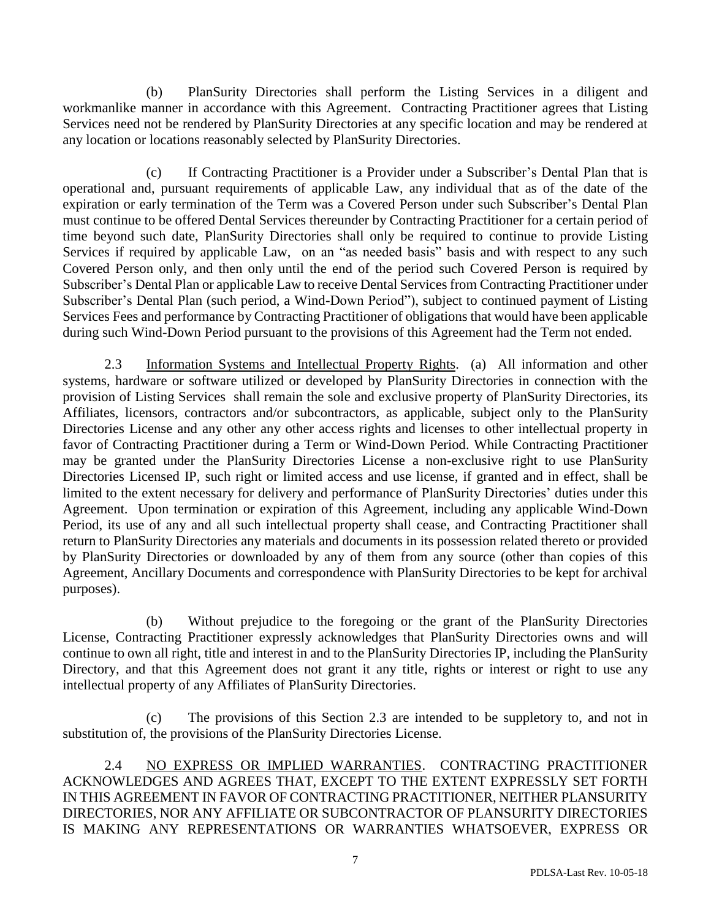(b) PlanSurity Directories shall perform the Listing Services in a diligent and workmanlike manner in accordance with this Agreement. Contracting Practitioner agrees that Listing Services need not be rendered by PlanSurity Directories at any specific location and may be rendered at any location or locations reasonably selected by PlanSurity Directories.

(c) If Contracting Practitioner is a Provider under a Subscriber's Dental Plan that is operational and, pursuant requirements of applicable Law, any individual that as of the date of the expiration or early termination of the Term was a Covered Person under such Subscriber's Dental Plan must continue to be offered Dental Services thereunder by Contracting Practitioner for a certain period of time beyond such date, PlanSurity Directories shall only be required to continue to provide Listing Services if required by applicable Law, on an "as needed basis" basis and with respect to any such Covered Person only, and then only until the end of the period such Covered Person is required by Subscriber's Dental Plan or applicable Law to receive Dental Services from Contracting Practitioner under Subscriber's Dental Plan (such period, a Wind-Down Period"), subject to continued payment of Listing Services Fees and performance by Contracting Practitioner of obligations that would have been applicable during such Wind-Down Period pursuant to the provisions of this Agreement had the Term not ended.

2.3 Information Systems and Intellectual Property Rights. (a) All information and other systems, hardware or software utilized or developed by PlanSurity Directories in connection with the provision of Listing Services shall remain the sole and exclusive property of PlanSurity Directories, its Affiliates, licensors, contractors and/or subcontractors, as applicable, subject only to the PlanSurity Directories License and any other any other access rights and licenses to other intellectual property in favor of Contracting Practitioner during a Term or Wind-Down Period. While Contracting Practitioner may be granted under the PlanSurity Directories License a non-exclusive right to use PlanSurity Directories Licensed IP, such right or limited access and use license, if granted and in effect, shall be limited to the extent necessary for delivery and performance of PlanSurity Directories' duties under this Agreement. Upon termination or expiration of this Agreement, including any applicable Wind-Down Period, its use of any and all such intellectual property shall cease, and Contracting Practitioner shall return to PlanSurity Directories any materials and documents in its possession related thereto or provided by PlanSurity Directories or downloaded by any of them from any source (other than copies of this Agreement, Ancillary Documents and correspondence with PlanSurity Directories to be kept for archival purposes).

(b) Without prejudice to the foregoing or the grant of the PlanSurity Directories License, Contracting Practitioner expressly acknowledges that PlanSurity Directories owns and will continue to own all right, title and interest in and to the PlanSurity Directories IP, including the PlanSurity Directory, and that this Agreement does not grant it any title, rights or interest or right to use any intellectual property of any Affiliates of PlanSurity Directories.

(c) The provisions of this Section 2.3 are intended to be suppletory to, and not in substitution of, the provisions of the PlanSurity Directories License.

2.4 NO EXPRESS OR IMPLIED WARRANTIES. CONTRACTING PRACTITIONER ACKNOWLEDGES AND AGREES THAT, EXCEPT TO THE EXTENT EXPRESSLY SET FORTH IN THIS AGREEMENT IN FAVOR OF CONTRACTING PRACTITIONER, NEITHER PLANSURITY DIRECTORIES, NOR ANY AFFILIATE OR SUBCONTRACTOR OF PLANSURITY DIRECTORIES IS MAKING ANY REPRESENTATIONS OR WARRANTIES WHATSOEVER, EXPRESS OR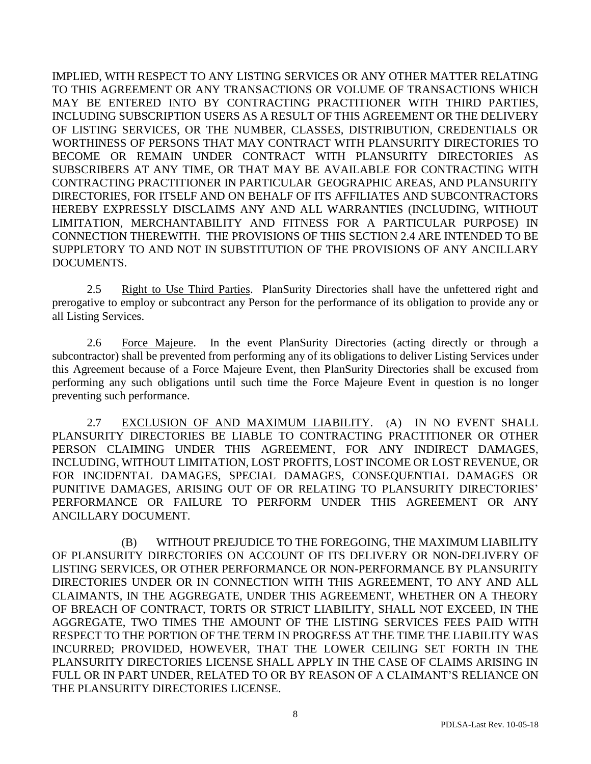IMPLIED, WITH RESPECT TO ANY LISTING SERVICES OR ANY OTHER MATTER RELATING TO THIS AGREEMENT OR ANY TRANSACTIONS OR VOLUME OF TRANSACTIONS WHICH MAY BE ENTERED INTO BY CONTRACTING PRACTITIONER WITH THIRD PARTIES, INCLUDING SUBSCRIPTION USERS AS A RESULT OF THIS AGREEMENT OR THE DELIVERY OF LISTING SERVICES, OR THE NUMBER, CLASSES, DISTRIBUTION, CREDENTIALS OR WORTHINESS OF PERSONS THAT MAY CONTRACT WITH PLANSURITY DIRECTORIES TO BECOME OR REMAIN UNDER CONTRACT WITH PLANSURITY DIRECTORIES AS SUBSCRIBERS AT ANY TIME, OR THAT MAY BE AVAILABLE FOR CONTRACTING WITH CONTRACTING PRACTITIONER IN PARTICULAR GEOGRAPHIC AREAS, AND PLANSURITY DIRECTORIES, FOR ITSELF AND ON BEHALF OF ITS AFFILIATES AND SUBCONTRACTORS HEREBY EXPRESSLY DISCLAIMS ANY AND ALL WARRANTIES (INCLUDING, WITHOUT LIMITATION, MERCHANTABILITY AND FITNESS FOR A PARTICULAR PURPOSE) IN CONNECTION THEREWITH. THE PROVISIONS OF THIS SECTION 2.4 ARE INTENDED TO BE SUPPLETORY TO AND NOT IN SUBSTITUTION OF THE PROVISIONS OF ANY ANCILLARY DOCUMENTS.

2.5 Right to Use Third Parties. PlanSurity Directories shall have the unfettered right and prerogative to employ or subcontract any Person for the performance of its obligation to provide any or all Listing Services.

2.6 Force Majeure. In the event PlanSurity Directories (acting directly or through a subcontractor) shall be prevented from performing any of its obligations to deliver Listing Services under this Agreement because of a Force Majeure Event, then PlanSurity Directories shall be excused from performing any such obligations until such time the Force Majeure Event in question is no longer preventing such performance.

2.7 EXCLUSION OF AND MAXIMUM LIABILITY. (A) IN NO EVENT SHALL PLANSURITY DIRECTORIES BE LIABLE TO CONTRACTING PRACTITIONER OR OTHER PERSON CLAIMING UNDER THIS AGREEMENT, FOR ANY INDIRECT DAMAGES, INCLUDING, WITHOUT LIMITATION, LOST PROFITS, LOST INCOME OR LOST REVENUE, OR FOR INCIDENTAL DAMAGES, SPECIAL DAMAGES, CONSEQUENTIAL DAMAGES OR PUNITIVE DAMAGES, ARISING OUT OF OR RELATING TO PLANSURITY DIRECTORIES' PERFORMANCE OR FAILURE TO PERFORM UNDER THIS AGREEMENT OR ANY ANCILLARY DOCUMENT.

(B) WITHOUT PREJUDICE TO THE FOREGOING, THE MAXIMUM LIABILITY OF PLANSURITY DIRECTORIES ON ACCOUNT OF ITS DELIVERY OR NON-DELIVERY OF LISTING SERVICES, OR OTHER PERFORMANCE OR NON-PERFORMANCE BY PLANSURITY DIRECTORIES UNDER OR IN CONNECTION WITH THIS AGREEMENT, TO ANY AND ALL CLAIMANTS, IN THE AGGREGATE, UNDER THIS AGREEMENT, WHETHER ON A THEORY OF BREACH OF CONTRACT, TORTS OR STRICT LIABILITY, SHALL NOT EXCEED, IN THE AGGREGATE, TWO TIMES THE AMOUNT OF THE LISTING SERVICES FEES PAID WITH RESPECT TO THE PORTION OF THE TERM IN PROGRESS AT THE TIME THE LIABILITY WAS INCURRED; PROVIDED, HOWEVER, THAT THE LOWER CEILING SET FORTH IN THE PLANSURITY DIRECTORIES LICENSE SHALL APPLY IN THE CASE OF CLAIMS ARISING IN FULL OR IN PART UNDER, RELATED TO OR BY REASON OF A CLAIMANT'S RELIANCE ON THE PLANSURITY DIRECTORIES LICENSE.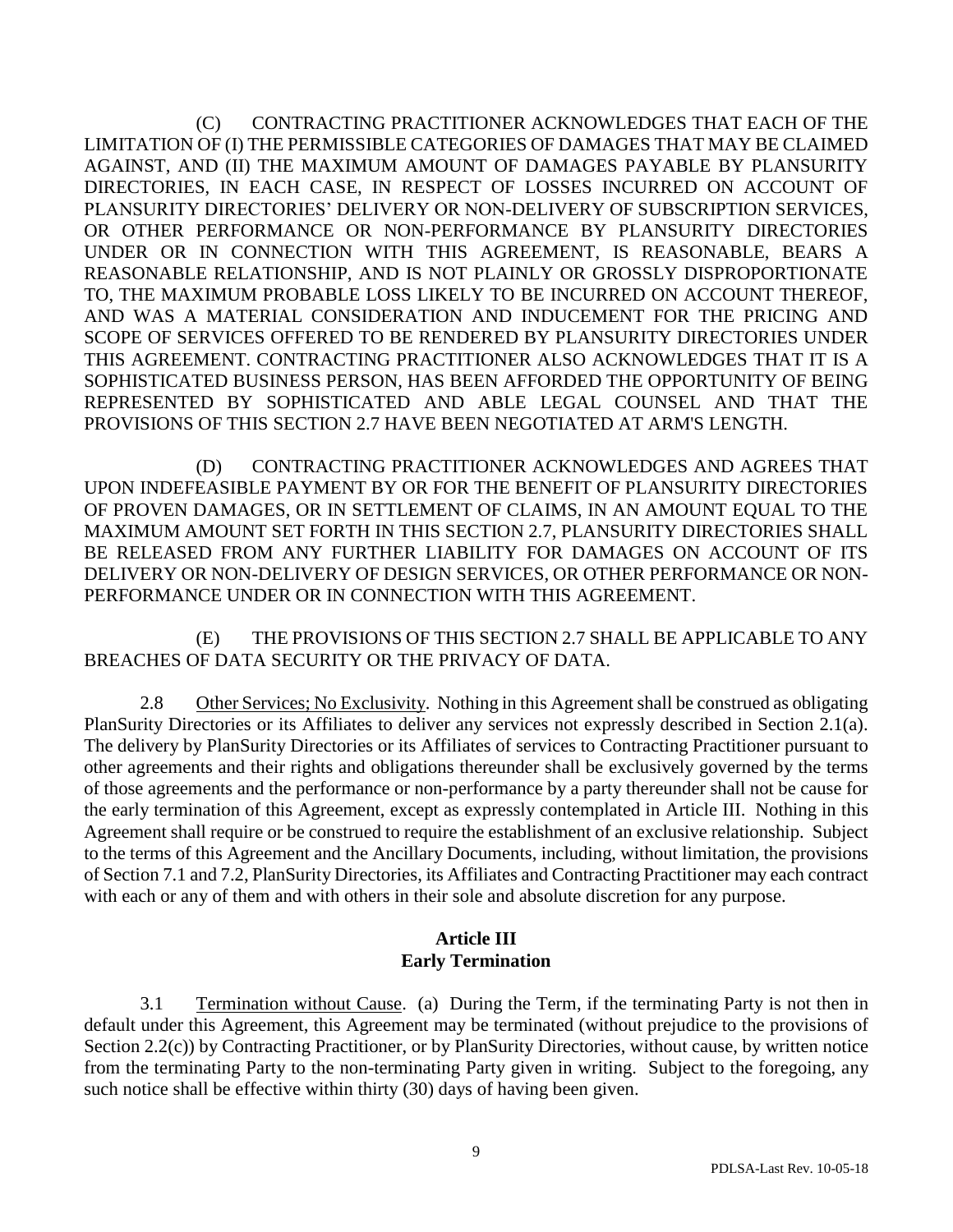(C) CONTRACTING PRACTITIONER ACKNOWLEDGES THAT EACH OF THE LIMITATION OF (I) THE PERMISSIBLE CATEGORIES OF DAMAGES THAT MAY BE CLAIMED AGAINST, AND (II) THE MAXIMUM AMOUNT OF DAMAGES PAYABLE BY PLANSURITY DIRECTORIES, IN EACH CASE, IN RESPECT OF LOSSES INCURRED ON ACCOUNT OF PLANSURITY DIRECTORIES' DELIVERY OR NON-DELIVERY OF SUBSCRIPTION SERVICES, OR OTHER PERFORMANCE OR NON-PERFORMANCE BY PLANSURITY DIRECTORIES UNDER OR IN CONNECTION WITH THIS AGREEMENT, IS REASONABLE, BEARS A REASONABLE RELATIONSHIP, AND IS NOT PLAINLY OR GROSSLY DISPROPORTIONATE TO, THE MAXIMUM PROBABLE LOSS LIKELY TO BE INCURRED ON ACCOUNT THEREOF, AND WAS A MATERIAL CONSIDERATION AND INDUCEMENT FOR THE PRICING AND SCOPE OF SERVICES OFFERED TO BE RENDERED BY PLANSURITY DIRECTORIES UNDER THIS AGREEMENT. CONTRACTING PRACTITIONER ALSO ACKNOWLEDGES THAT IT IS A SOPHISTICATED BUSINESS PERSON, HAS BEEN AFFORDED THE OPPORTUNITY OF BEING REPRESENTED BY SOPHISTICATED AND ABLE LEGAL COUNSEL AND THAT THE PROVISIONS OF THIS SECTION 2.7 HAVE BEEN NEGOTIATED AT ARM'S LENGTH.

(D) CONTRACTING PRACTITIONER ACKNOWLEDGES AND AGREES THAT UPON INDEFEASIBLE PAYMENT BY OR FOR THE BENEFIT OF PLANSURITY DIRECTORIES OF PROVEN DAMAGES, OR IN SETTLEMENT OF CLAIMS, IN AN AMOUNT EQUAL TO THE MAXIMUM AMOUNT SET FORTH IN THIS SECTION 2.7, PLANSURITY DIRECTORIES SHALL BE RELEASED FROM ANY FURTHER LIABILITY FOR DAMAGES ON ACCOUNT OF ITS DELIVERY OR NON-DELIVERY OF DESIGN SERVICES, OR OTHER PERFORMANCE OR NON-PERFORMANCE UNDER OR IN CONNECTION WITH THIS AGREEMENT.

(E) THE PROVISIONS OF THIS SECTION 2.7 SHALL BE APPLICABLE TO ANY BREACHES OF DATA SECURITY OR THE PRIVACY OF DATA.

2.8 Other Services; No Exclusivity. Nothing in this Agreement shall be construed as obligating PlanSurity Directories or its Affiliates to deliver any services not expressly described in Section 2.1(a). The delivery by PlanSurity Directories or its Affiliates of services to Contracting Practitioner pursuant to other agreements and their rights and obligations thereunder shall be exclusively governed by the terms of those agreements and the performance or non-performance by a party thereunder shall not be cause for the early termination of this Agreement, except as expressly contemplated in Article III. Nothing in this Agreement shall require or be construed to require the establishment of an exclusive relationship. Subject to the terms of this Agreement and the Ancillary Documents, including, without limitation, the provisions of Section 7.1 and 7.2, PlanSurity Directories, its Affiliates and Contracting Practitioner may each contract with each or any of them and with others in their sole and absolute discretion for any purpose.

## Article III
## Early Termination

3.1 Termination without Cause. (a) During the Term, if the terminating Party is not then in default under this Agreement, this Agreement may be terminated (without prejudice to the provisions of Section 2.2(c)) by Contracting Practitioner, or by PlanSurity Directories, without cause, by written notice from the terminating Party to the non-terminating Party given in writing. Subject to the foregoing, any such notice shall be effective within thirty (30) days of having been given.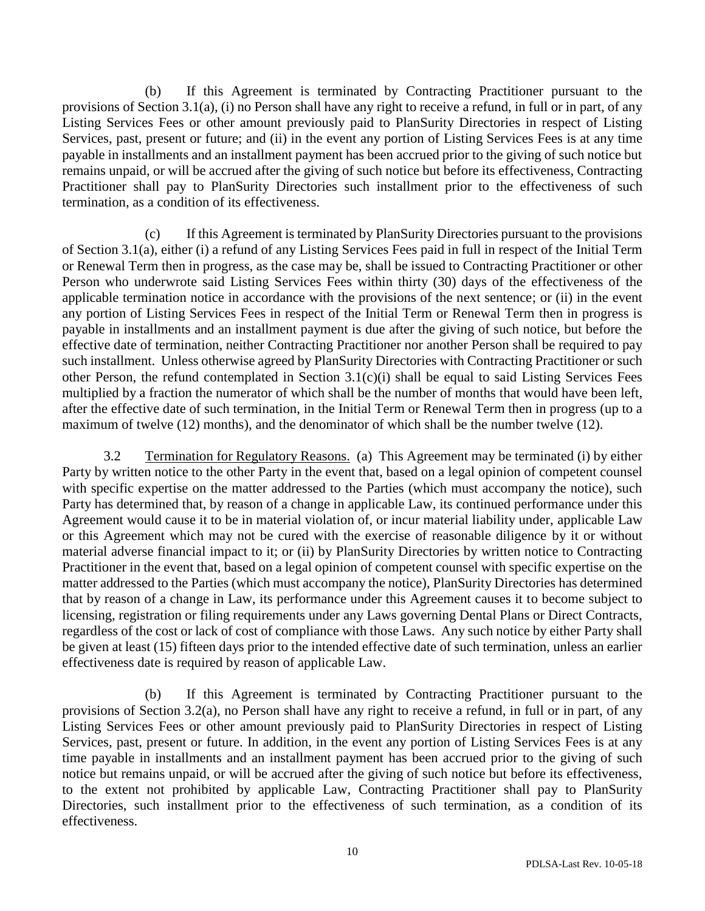(b) If this Agreement is terminated by Contracting Practitioner pursuant to the provisions of Section 3.1(a), (i) no Person shall have any right to receive a refund, in full or in part, of any Listing Services Fees or other amount previously paid to PlanSurity Directories in respect of Listing Services, past, present or future; and (ii) in the event any portion of Listing Services Fees is at any time payable in installments and an installment payment has been accrued prior to the giving of such notice but remains unpaid, or will be accrued after the giving of such notice but before its effectiveness, Contracting Practitioner shall pay to PlanSurity Directories such installment prior to the effectiveness of such termination, as a condition of its effectiveness.

(c) If this Agreement is terminated by PlanSurity Directories pursuant to the provisions of Section 3.1(a), either (i) a refund of any Listing Services Fees paid in full in respect of the Initial Term or Renewal Term then in progress, as the case may be, shall be issued to Contracting Practitioner or other Person who underwrote said Listing Services Fees within thirty (30) days of the effectiveness of the applicable termination notice in accordance with the provisions of the next sentence; or (ii) in the event any portion of Listing Services Fees in respect of the Initial Term or Renewal Term then in progress is payable in installments and an installment payment is due after the giving of such notice, but before the effective date of termination, neither Contracting Practitioner nor another Person shall be required to pay such installment. Unless otherwise agreed by PlanSurity Directories with Contracting Practitioner or such other Person, the refund contemplated in Section 3.1(c)(i) shall be equal to said Listing Services Fees multiplied by a fraction the numerator of which shall be the number of months that would have been left, after the effective date of such termination, in the Initial Term or Renewal Term then in progress (up to a maximum of twelve (12) months), and the denominator of which shall be the number twelve (12).

3.2 Termination for Regulatory Reasons. (a) This Agreement may be terminated (i) by either Party by written notice to the other Party in the event that, based on a legal opinion of competent counsel with specific expertise on the matter addressed to the Parties (which must accompany the notice), such Party has determined that, by reason of a change in applicable Law, its continued performance under this Agreement would cause it to be in material violation of, or incur material liability under, applicable Law or this Agreement which may not be cured with the exercise of reasonable diligence by it or without material adverse financial impact to it; or (ii) by PlanSurity Directories by written notice to Contracting Practitioner in the event that, based on a legal opinion of competent counsel with specific expertise on the matter addressed to the Parties (which must accompany the notice), PlanSurity Directories has determined that by reason of a change in Law, its performance under this Agreement causes it to become subject to licensing, registration or filing requirements under any Laws governing Dental Plans or Direct Contracts, regardless of the cost or lack of cost of compliance with those Laws. Any such notice by either Party shall be given at least (15) fifteen days prior to the intended effective date of such termination, unless an earlier effectiveness date is required by reason of applicable Law.

(b) If this Agreement is terminated by Contracting Practitioner pursuant to the provisions of Section 3.2(a), no Person shall have any right to receive a refund, in full or in part, of any Listing Services Fees or other amount previously paid to PlanSurity Directories in respect of Listing Services, past, present or future. In addition, in the event any portion of Listing Services Fees is at any time payable in installments and an installment payment has been accrued prior to the giving of such notice but remains unpaid, or will be accrued after the giving of such notice but before its effectiveness, to the extent not prohibited by applicable Law, Contracting Practitioner shall pay to PlanSurity Directories, such installment prior to the effectiveness of such termination, as a condition of its effectiveness.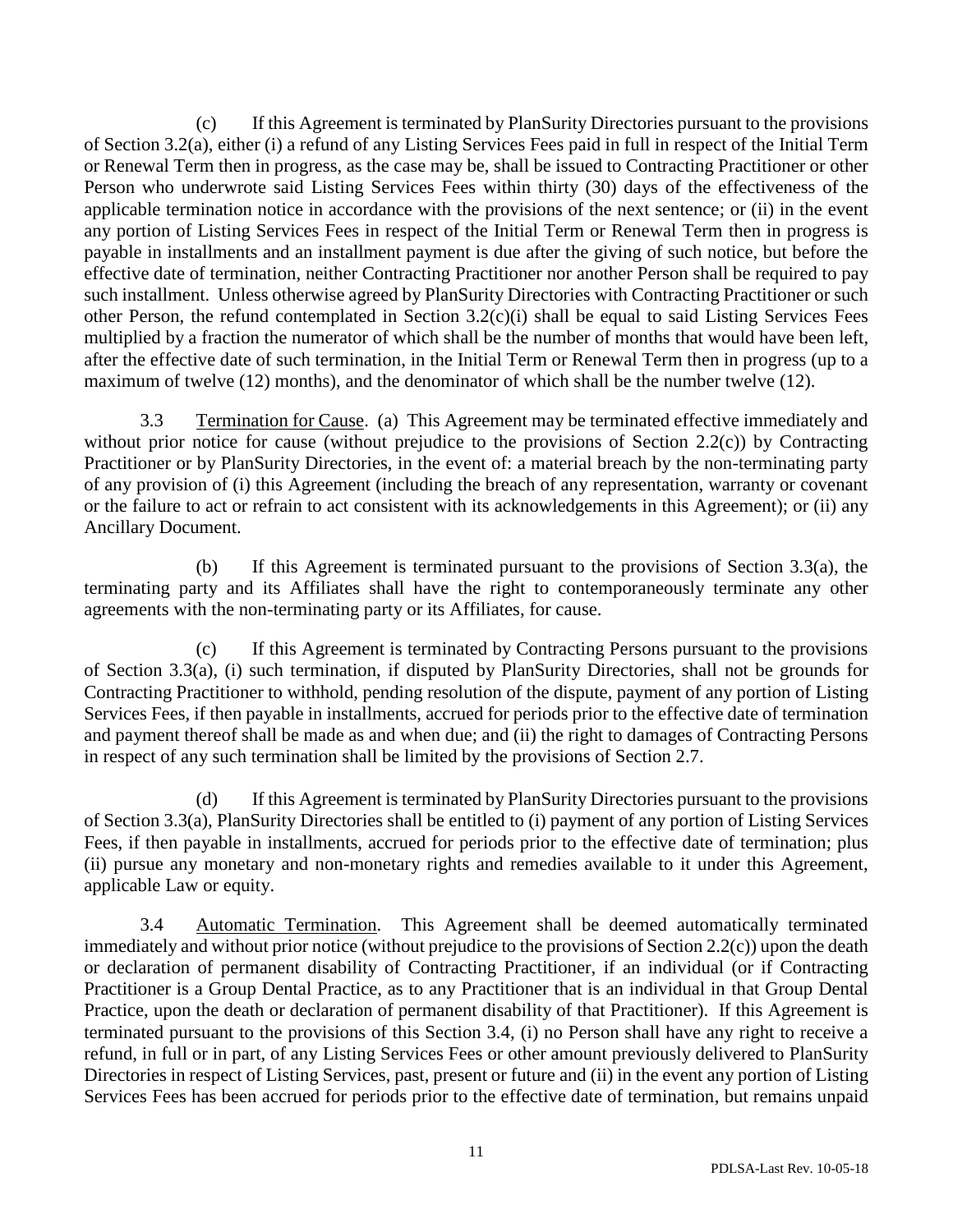(c) If this Agreement is terminated by PlanSurity Directories pursuant to the provisions of Section 3.2(a), either (i) a refund of any Listing Services Fees paid in full in respect of the Initial Term or Renewal Term then in progress, as the case may be, shall be issued to Contracting Practitioner or other Person who underwrote said Listing Services Fees within thirty (30) days of the effectiveness of the applicable termination notice in accordance with the provisions of the next sentence; or (ii) in the event any portion of Listing Services Fees in respect of the Initial Term or Renewal Term then in progress is payable in installments and an installment payment is due after the giving of such notice, but before the effective date of termination, neither Contracting Practitioner nor another Person shall be required to pay such installment. Unless otherwise agreed by PlanSurity Directories with Contracting Practitioner or such other Person, the refund contemplated in Section 3.2(c)(i) shall be equal to said Listing Services Fees multiplied by a fraction the numerator of which shall be the number of months that would have been left, after the effective date of such termination, in the Initial Term or Renewal Term then in progress (up to a maximum of twelve (12) months), and the denominator of which shall be the number twelve (12).

3.3 Termination for Cause. (a) This Agreement may be terminated effective immediately and without prior notice for cause (without prejudice to the provisions of Section 2.2(c)) by Contracting Practitioner or by PlanSurity Directories, in the event of: a material breach by the non-terminating party of any provision of (i) this Agreement (including the breach of any representation, warranty or covenant or the failure to act or refrain to act consistent with its acknowledgements in this Agreement); or (ii) any Ancillary Document.

(b) If this Agreement is terminated pursuant to the provisions of Section 3.3(a), the terminating party and its Affiliates shall have the right to contemporaneously terminate any other agreements with the non-terminating party or its Affiliates, for cause.

(c) If this Agreement is terminated by Contracting Persons pursuant to the provisions of Section 3.3(a), (i) such termination, if disputed by PlanSurity Directories, shall not be grounds for Contracting Practitioner to withhold, pending resolution of the dispute, payment of any portion of Listing Services Fees, if then payable in installments, accrued for periods prior to the effective date of termination and payment thereof shall be made as and when due; and (ii) the right to damages of Contracting Persons in respect of any such termination shall be limited by the provisions of Section 2.7.

(d) If this Agreement is terminated by PlanSurity Directories pursuant to the provisions of Section 3.3(a), PlanSurity Directories shall be entitled to (i) payment of any portion of Listing Services Fees, if then payable in installments, accrued for periods prior to the effective date of termination; plus (ii) pursue any monetary and non-monetary rights and remedies available to it under this Agreement, applicable Law or equity.

3.4 Automatic Termination. This Agreement shall be deemed automatically terminated immediately and without prior notice (without prejudice to the provisions of Section 2.2(c)) upon the death or declaration of permanent disability of Contracting Practitioner, if an individual (or if Contracting Practitioner is a Group Dental Practice, as to any Practitioner that is an individual in that Group Dental Practice, upon the death or declaration of permanent disability of that Practitioner). If this Agreement is terminated pursuant to the provisions of this Section 3.4, (i) no Person shall have any right to receive a refund, in full or in part, of any Listing Services Fees or other amount previously delivered to PlanSurity Directories in respect of Listing Services, past, present or future and (ii) in the event any portion of Listing Services Fees has been accrued for periods prior to the effective date of termination, but remains unpaid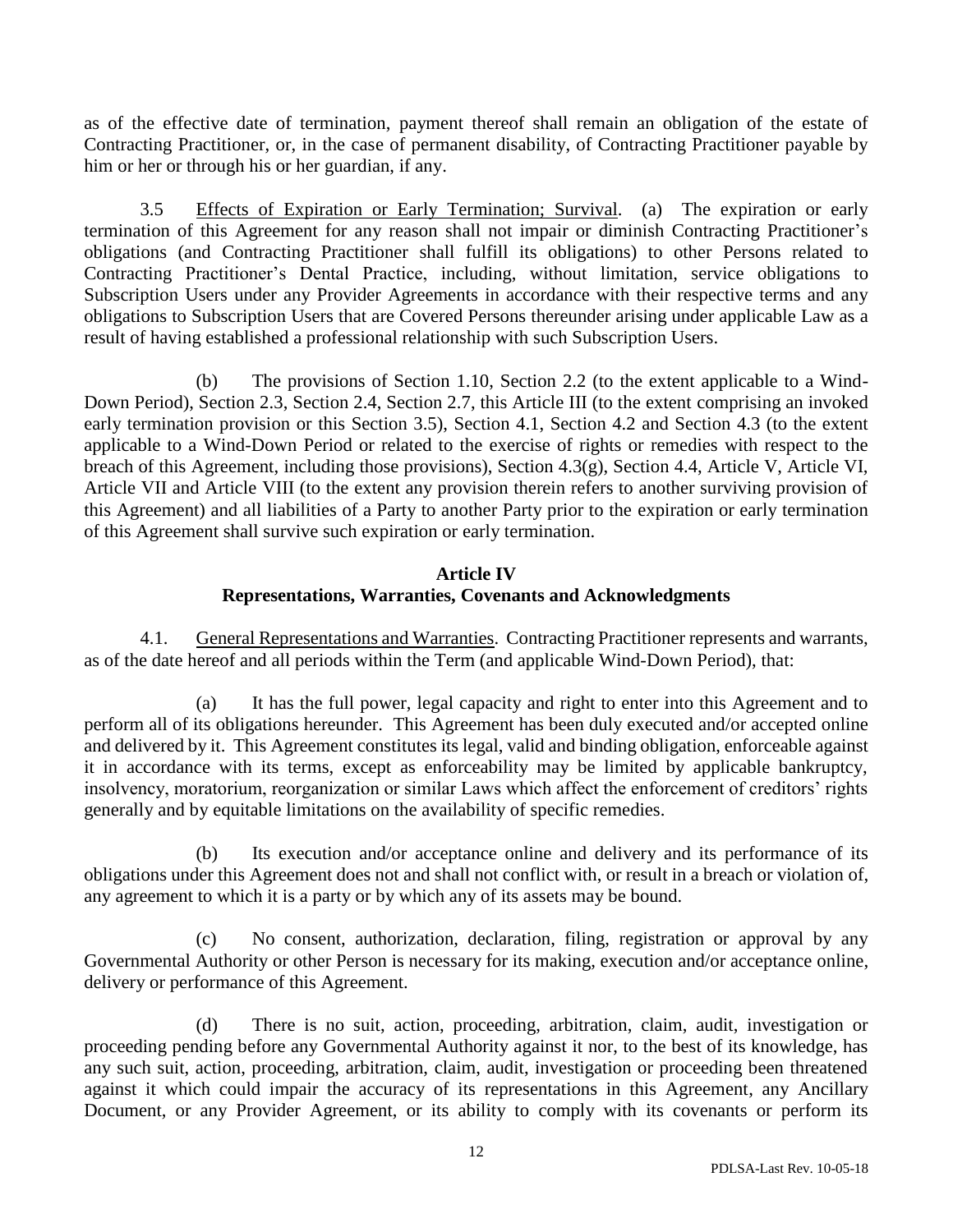as of the effective date of termination, payment thereof shall remain an obligation of the estate of Contracting Practitioner, or, in the case of permanent disability, of Contracting Practitioner payable by him or her or through his or her guardian, if any.

3.5 Effects of Expiration or Early Termination; Survival. (a) The expiration or early termination of this Agreement for any reason shall not impair or diminish Contracting Practitioner's obligations (and Contracting Practitioner shall fulfill its obligations) to other Persons related to Contracting Practitioner's Dental Practice, including, without limitation, service obligations to Subscription Users under any Provider Agreements in accordance with their respective terms and any obligations to Subscription Users that are Covered Persons thereunder arising under applicable Law as a result of having established a professional relationship with such Subscription Users.

(b) The provisions of Section 1.10, Section 2.2 (to the extent applicable to a Wind-Down Period), Section 2.3, Section 2.4, Section 2.7, this Article III (to the extent comprising an invoked early termination provision or this Section 3.5), Section 4.1, Section 4.2 and Section 4.3 (to the extent applicable to a Wind-Down Period or related to the exercise of rights or remedies with respect to the breach of this Agreement, including those provisions), Section 4.3(g), Section 4.4, Article V, Article VI, Article VII and Article VIII (to the extent any provision therein refers to another surviving provision of this Agreement) and all liabilities of a Party to another Party prior to the expiration or early termination of this Agreement shall survive such expiration or early termination.

## Article IV
## Representations, Warranties, Covenants and Acknowledgments

4.1. General Representations and Warranties. Contracting Practitioner represents and warrants, as of the date hereof and all periods within the Term (and applicable Wind-Down Period), that:

(a) It has the full power, legal capacity and right to enter into this Agreement and to perform all of its obligations hereunder. This Agreement has been duly executed and/or accepted online and delivered by it. This Agreement constitutes its legal, valid and binding obligation, enforceable against it in accordance with its terms, except as enforceability may be limited by applicable bankruptcy, insolvency, moratorium, reorganization or similar Laws which affect the enforcement of creditors' rights generally and by equitable limitations on the availability of specific remedies.

(b) Its execution and/or acceptance online and delivery and its performance of its obligations under this Agreement does not and shall not conflict with, or result in a breach or violation of, any agreement to which it is a party or by which any of its assets may be bound.

(c) No consent, authorization, declaration, filing, registration or approval by any Governmental Authority or other Person is necessary for its making, execution and/or acceptance online, delivery or performance of this Agreement.

(d) There is no suit, action, proceeding, arbitration, claim, audit, investigation or proceeding pending before any Governmental Authority against it nor, to the best of its knowledge, has any such suit, action, proceeding, arbitration, claim, audit, investigation or proceeding been threatened against it which could impair the accuracy of its representations in this Agreement, any Ancillary Document, or any Provider Agreement, or its ability to comply with its covenants or perform its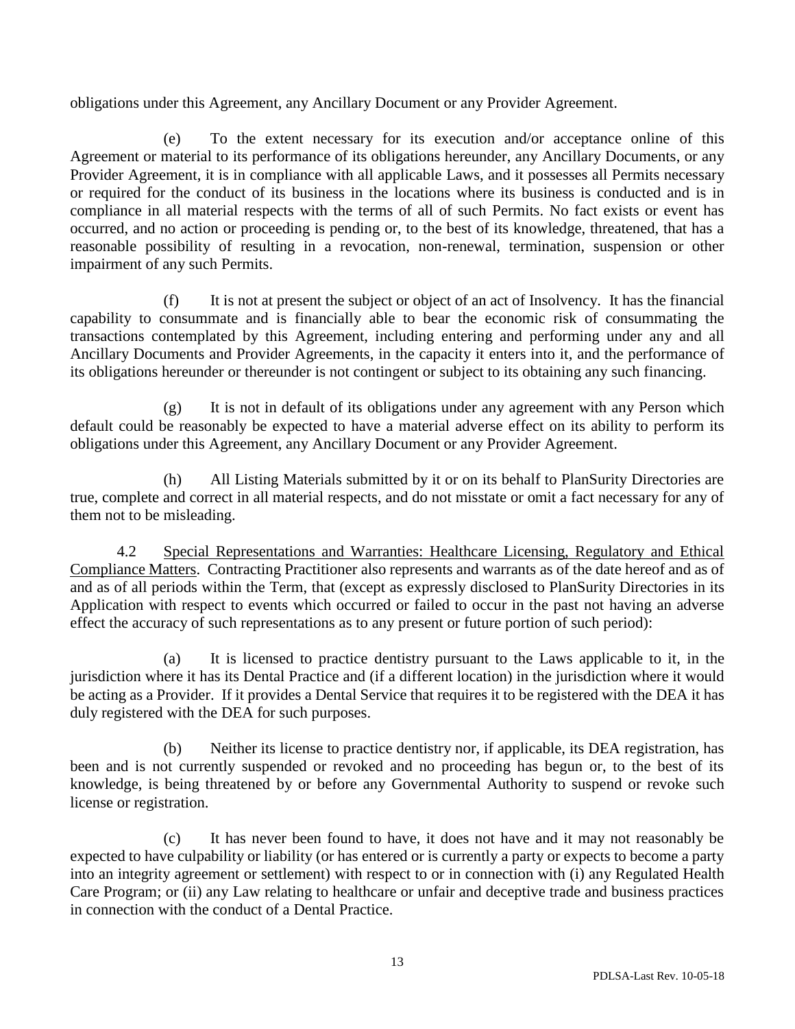obligations under this Agreement, any Ancillary Document or any Provider Agreement.

(e) To the extent necessary for its execution and/or acceptance online of this Agreement or material to its performance of its obligations hereunder, any Ancillary Documents, or any Provider Agreement, it is in compliance with all applicable Laws, and it possesses all Permits necessary or required for the conduct of its business in the locations where its business is conducted and is in compliance in all material respects with the terms of all of such Permits. No fact exists or event has occurred, and no action or proceeding is pending or, to the best of its knowledge, threatened, that has a reasonable possibility of resulting in a revocation, non-renewal, termination, suspension or other impairment of any such Permits.

(f) It is not at present the subject or object of an act of Insolvency. It has the financial capability to consummate and is financially able to bear the economic risk of consummating the transactions contemplated by this Agreement, including entering and performing under any and all Ancillary Documents and Provider Agreements, in the capacity it enters into it, and the performance of its obligations hereunder or thereunder is not contingent or subject to its obtaining any such financing.

(g) It is not in default of its obligations under any agreement with any Person which default could be reasonably be expected to have a material adverse effect on its ability to perform its obligations under this Agreement, any Ancillary Document or any Provider Agreement.

(h) All Listing Materials submitted by it or on its behalf to PlanSurity Directories are true, complete and correct in all material respects, and do not misstate or omit a fact necessary for any of them not to be misleading.

4.2 Special Representations and Warranties: Healthcare Licensing, Regulatory and Ethical Compliance Matters. Contracting Practitioner also represents and warrants as of the date hereof and as of and as of all periods within the Term, that (except as expressly disclosed to PlanSurity Directories in its Application with respect to events which occurred or failed to occur in the past not having an adverse effect the accuracy of such representations as to any present or future portion of such period):

(a) It is licensed to practice dentistry pursuant to the Laws applicable to it, in the jurisdiction where it has its Dental Practice and (if a different location) in the jurisdiction where it would be acting as a Provider. If it provides a Dental Service that requires it to be registered with the DEA it has duly registered with the DEA for such purposes.

(b) Neither its license to practice dentistry nor, if applicable, its DEA registration, has been and is not currently suspended or revoked and no proceeding has begun or, to the best of its knowledge, is being threatened by or before any Governmental Authority to suspend or revoke such license or registration.

(c) It has never been found to have, it does not have and it may not reasonably be expected to have culpability or liability (or has entered or is currently a party or expects to become a party into an integrity agreement or settlement) with respect to or in connection with (i) any Regulated Health Care Program; or (ii) any Law relating to healthcare or unfair and deceptive trade and business practices in connection with the conduct of a Dental Practice.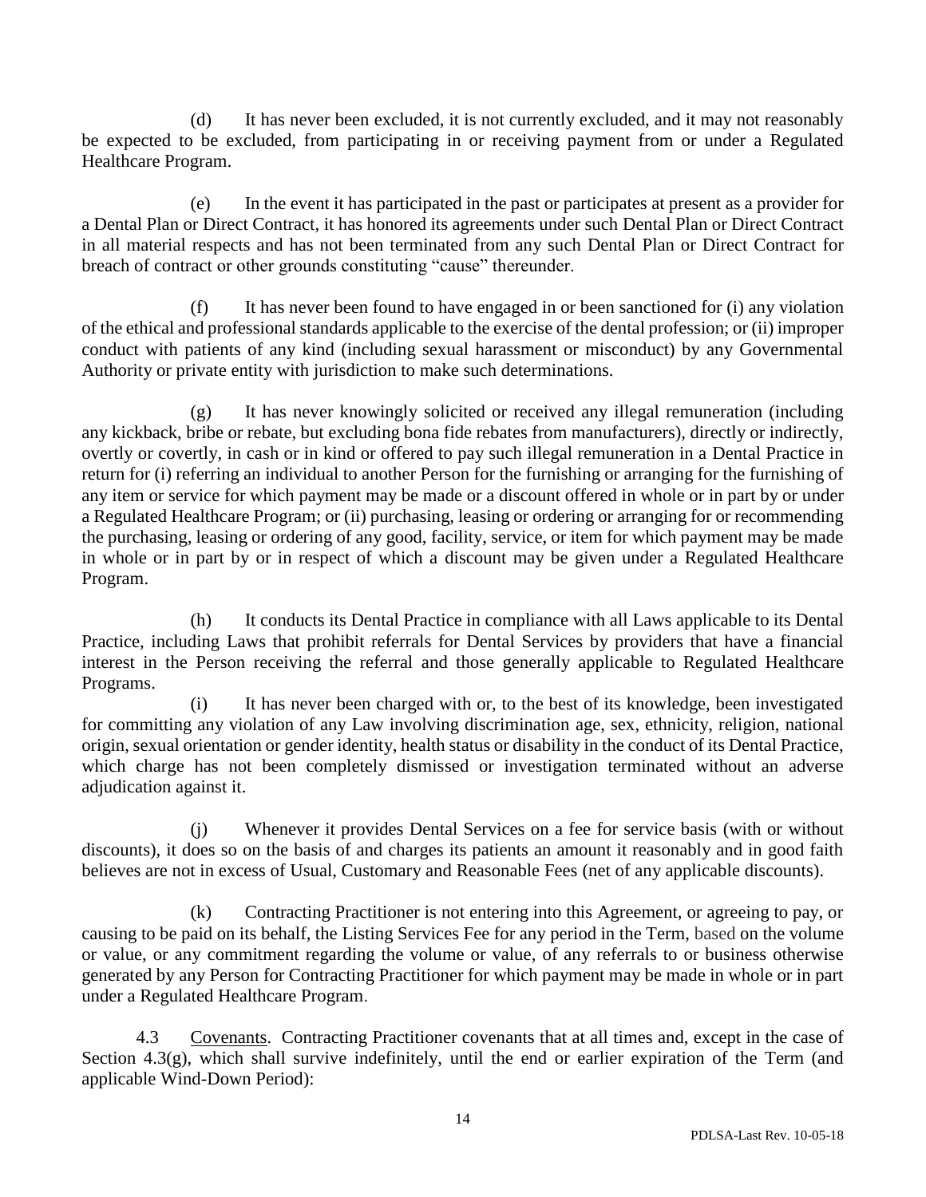(d) It has never been excluded, it is not currently excluded, and it may not reasonably be expected to be excluded, from participating in or receiving payment from or under a Regulated Healthcare Program.

(e) In the event it has participated in the past or participates at present as a provider for a Dental Plan or Direct Contract, it has honored its agreements under such Dental Plan or Direct Contract in all material respects and has not been terminated from any such Dental Plan or Direct Contract for breach of contract or other grounds constituting "cause" thereunder.

(f) It has never been found to have engaged in or been sanctioned for (i) any violation of the ethical and professional standards applicable to the exercise of the dental profession; or (ii) improper conduct with patients of any kind (including sexual harassment or misconduct) by any Governmental Authority or private entity with jurisdiction to make such determinations.

(g) It has never knowingly solicited or received any illegal remuneration (including any kickback, bribe or rebate, but excluding bona fide rebates from manufacturers), directly or indirectly, overtly or covertly, in cash or in kind or offered to pay such illegal remuneration in a Dental Practice in return for (i) referring an individual to another Person for the furnishing or arranging for the furnishing of any item or service for which payment may be made or a discount offered in whole or in part by or under a Regulated Healthcare Program; or (ii) purchasing, leasing or ordering or arranging for or recommending the purchasing, leasing or ordering of any good, facility, service, or item for which payment may be made in whole or in part by or in respect of which a discount may be given under a Regulated Healthcare Program.

(h) It conducts its Dental Practice in compliance with all Laws applicable to its Dental Practice, including Laws that prohibit referrals for Dental Services by providers that have a financial interest in the Person receiving the referral and those generally applicable to Regulated Healthcare Programs.

(i) It has never been charged with or, to the best of its knowledge, been investigated for committing any violation of any Law involving discrimination age, sex, ethnicity, religion, national origin, sexual orientation or gender identity, health status or disability in the conduct of its Dental Practice, which charge has not been completely dismissed or investigation terminated without an adverse adjudication against it.

(j) Whenever it provides Dental Services on a fee for service basis (with or without discounts), it does so on the basis of and charges its patients an amount it reasonably and in good faith believes are not in excess of Usual, Customary and Reasonable Fees (net of any applicable discounts).

(k) Contracting Practitioner is not entering into this Agreement, or agreeing to pay, or causing to be paid on its behalf, the Listing Services Fee for any period in the Term, based on the volume or value, or any commitment regarding the volume or value, of any referrals to or business otherwise generated by any Person for Contracting Practitioner for which payment may be made in whole or in part under a Regulated Healthcare Program.

4.3 Covenants. Contracting Practitioner covenants that at all times and, except in the case of Section 4.3(g), which shall survive indefinitely, until the end or earlier expiration of the Term (and applicable Wind-Down Period):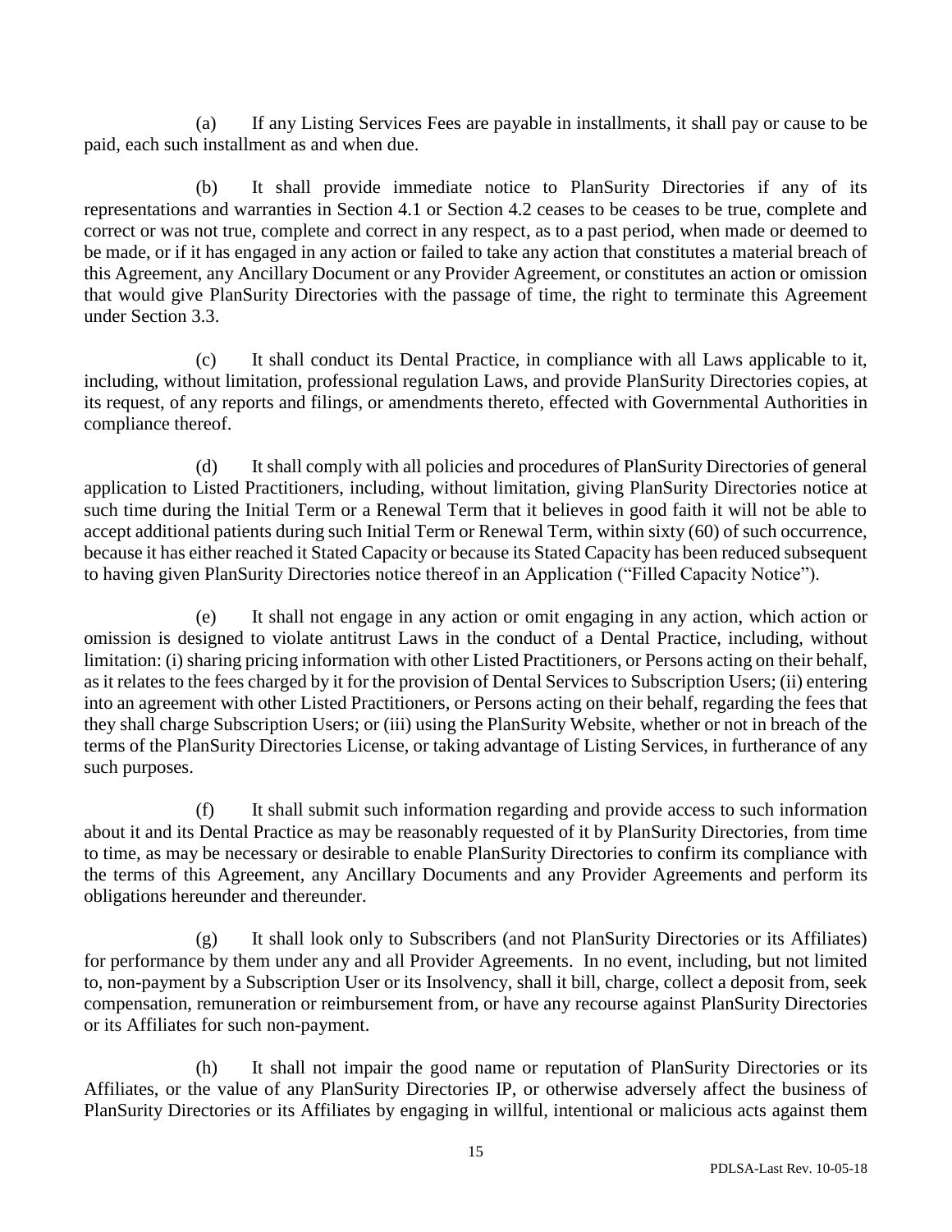(a) If any Listing Services Fees are payable in installments, it shall pay or cause to be paid, each such installment as and when due.

(b) It shall provide immediate notice to PlanSurity Directories if any of its representations and warranties in Section 4.1 or Section 4.2 ceases to be ceases to be true, complete and correct or was not true, complete and correct in any respect, as to a past period, when made or deemed to be made, or if it has engaged in any action or failed to take any action that constitutes a material breach of this Agreement, any Ancillary Document or any Provider Agreement, or constitutes an action or omission that would give PlanSurity Directories with the passage of time, the right to terminate this Agreement under Section 3.3.

(c) It shall conduct its Dental Practice, in compliance with all Laws applicable to it, including, without limitation, professional regulation Laws, and provide PlanSurity Directories copies, at its request, of any reports and filings, or amendments thereto, effected with Governmental Authorities in compliance thereof.

(d) It shall comply with all policies and procedures of PlanSurity Directories of general application to Listed Practitioners, including, without limitation, giving PlanSurity Directories notice at such time during the Initial Term or a Renewal Term that it believes in good faith it will not be able to accept additional patients during such Initial Term or Renewal Term, within sixty (60) of such occurrence, because it has either reached it Stated Capacity or because its Stated Capacity has been reduced subsequent to having given PlanSurity Directories notice thereof in an Application ("Filled Capacity Notice").

(e) It shall not engage in any action or omit engaging in any action, which action or omission is designed to violate antitrust Laws in the conduct of a Dental Practice, including, without limitation: (i) sharing pricing information with other Listed Practitioners, or Persons acting on their behalf, as it relates to the fees charged by it for the provision of Dental Services to Subscription Users; (ii) entering into an agreement with other Listed Practitioners, or Persons acting on their behalf, regarding the fees that they shall charge Subscription Users; or (iii) using the PlanSurity Website, whether or not in breach of the terms of the PlanSurity Directories License, or taking advantage of Listing Services, in furtherance of any such purposes.

(f) It shall submit such information regarding and provide access to such information about it and its Dental Practice as may be reasonably requested of it by PlanSurity Directories, from time to time, as may be necessary or desirable to enable PlanSurity Directories to confirm its compliance with the terms of this Agreement, any Ancillary Documents and any Provider Agreements and perform its obligations hereunder and thereunder.

(g) It shall look only to Subscribers (and not PlanSurity Directories or its Affiliates) for performance by them under any and all Provider Agreements. In no event, including, but not limited to, non-payment by a Subscription User or its Insolvency, shall it bill, charge, collect a deposit from, seek compensation, remuneration or reimbursement from, or have any recourse against PlanSurity Directories or its Affiliates for such non-payment.

(h) It shall not impair the good name or reputation of PlanSurity Directories or its Affiliates, or the value of any PlanSurity Directories IP, or otherwise adversely affect the business of PlanSurity Directories or its Affiliates by engaging in willful, intentional or malicious acts against them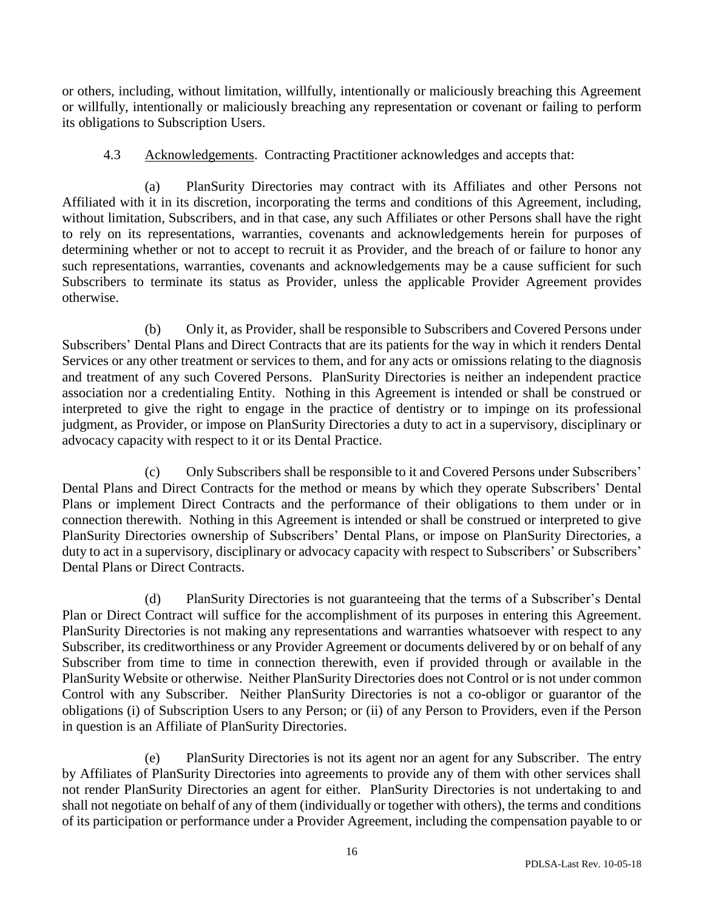or others, including, without limitation, willfully, intentionally or maliciously breaching this Agreement or willfully, intentionally or maliciously breaching any representation or covenant or failing to perform its obligations to Subscription Users.

4.3 Acknowledgements. Contracting Practitioner acknowledges and accepts that:

(a) PlanSurity Directories may contract with its Affiliates and other Persons not Affiliated with it in its discretion, incorporating the terms and conditions of this Agreement, including, without limitation, Subscribers, and in that case, any such Affiliates or other Persons shall have the right to rely on its representations, warranties, covenants and acknowledgements herein for purposes of determining whether or not to accept to recruit it as Provider, and the breach of or failure to honor any such representations, warranties, covenants and acknowledgements may be a cause sufficient for such Subscribers to terminate its status as Provider, unless the applicable Provider Agreement provides otherwise.

(b) Only it, as Provider, shall be responsible to Subscribers and Covered Persons under Subscribers' Dental Plans and Direct Contracts that are its patients for the way in which it renders Dental Services or any other treatment or services to them, and for any acts or omissions relating to the diagnosis and treatment of any such Covered Persons. PlanSurity Directories is neither an independent practice association nor a credentialing Entity. Nothing in this Agreement is intended or shall be construed or interpreted to give the right to engage in the practice of dentistry or to impinge on its professional judgment, as Provider, or impose on PlanSurity Directories a duty to act in a supervisory, disciplinary or advocacy capacity with respect to it or its Dental Practice.

(c) Only Subscribers shall be responsible to it and Covered Persons under Subscribers' Dental Plans and Direct Contracts for the method or means by which they operate Subscribers' Dental Plans or implement Direct Contracts and the performance of their obligations to them under or in connection therewith. Nothing in this Agreement is intended or shall be construed or interpreted to give PlanSurity Directories ownership of Subscribers' Dental Plans, or impose on PlanSurity Directories, a duty to act in a supervisory, disciplinary or advocacy capacity with respect to Subscribers' or Subscribers' Dental Plans or Direct Contracts.

(d) PlanSurity Directories is not guaranteeing that the terms of a Subscriber's Dental Plan or Direct Contract will suffice for the accomplishment of its purposes in entering this Agreement. PlanSurity Directories is not making any representations and warranties whatsoever with respect to any Subscriber, its creditworthiness or any Provider Agreement or documents delivered by or on behalf of any Subscriber from time to time in connection therewith, even if provided through or available in the PlanSurity Website or otherwise. Neither PlanSurity Directories does not Control or is not under common Control with any Subscriber. Neither PlanSurity Directories is not a co-obligor or guarantor of the obligations (i) of Subscription Users to any Person; or (ii) of any Person to Providers, even if the Person in question is an Affiliate of PlanSurity Directories.

(e) PlanSurity Directories is not its agent nor an agent for any Subscriber. The entry by Affiliates of PlanSurity Directories into agreements to provide any of them with other services shall not render PlanSurity Directories an agent for either. PlanSurity Directories is not undertaking to and shall not negotiate on behalf of any of them (individually or together with others), the terms and conditions of its participation or performance under a Provider Agreement, including the compensation payable to or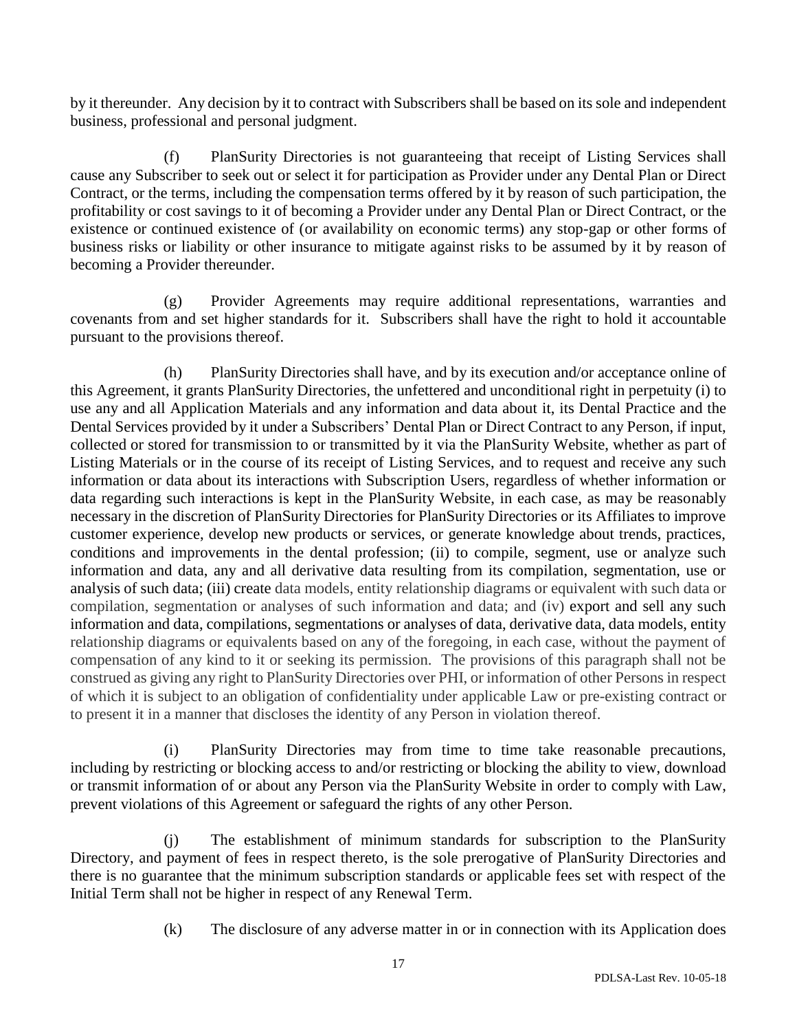by it thereunder. Any decision by it to contract with Subscribers shall be based on its sole and independent business, professional and personal judgment.

(f) PlanSurity Directories is not guaranteeing that receipt of Listing Services shall cause any Subscriber to seek out or select it for participation as Provider under any Dental Plan or Direct Contract, or the terms, including the compensation terms offered by it by reason of such participation, the profitability or cost savings to it of becoming a Provider under any Dental Plan or Direct Contract, or the existence or continued existence of (or availability on economic terms) any stop-gap or other forms of business risks or liability or other insurance to mitigate against risks to be assumed by it by reason of becoming a Provider thereunder.

(g) Provider Agreements may require additional representations, warranties and covenants from and set higher standards for it. Subscribers shall have the right to hold it accountable pursuant to the provisions thereof.

(h) PlanSurity Directories shall have, and by its execution and/or acceptance online of this Agreement, it grants PlanSurity Directories, the unfettered and unconditional right in perpetuity (i) to use any and all Application Materials and any information and data about it, its Dental Practice and the Dental Services provided by it under a Subscribers' Dental Plan or Direct Contract to any Person, if input, collected or stored for transmission to or transmitted by it via the PlanSurity Website, whether as part of Listing Materials or in the course of its receipt of Listing Services, and to request and receive any such information or data about its interactions with Subscription Users, regardless of whether information or data regarding such interactions is kept in the PlanSurity Website, in each case, as may be reasonably necessary in the discretion of PlanSurity Directories for PlanSurity Directories or its Affiliates to improve customer experience, develop new products or services, or generate knowledge about trends, practices, conditions and improvements in the dental profession; (ii) to compile, segment, use or analyze such information and data, any and all derivative data resulting from its compilation, segmentation, use or analysis of such data; (iii) create data models, entity relationship diagrams or equivalent with such data or compilation, segmentation or analyses of such information and data; and (iv) export and sell any such information and data, compilations, segmentations or analyses of data, derivative data, data models, entity relationship diagrams or equivalents based on any of the foregoing, in each case, without the payment of compensation of any kind to it or seeking its permission. The provisions of this paragraph shall not be construed as giving any right to PlanSurity Directories over PHI, or information of other Persons in respect of which it is subject to an obligation of confidentiality under applicable Law or pre-existing contract or to present it in a manner that discloses the identity of any Person in violation thereof.

(i) PlanSurity Directories may from time to time take reasonable precautions, including by restricting or blocking access to and/or restricting or blocking the ability to view, download or transmit information of or about any Person via the PlanSurity Website in order to comply with Law, prevent violations of this Agreement or safeguard the rights of any other Person.

(j) The establishment of minimum standards for subscription to the PlanSurity Directory, and payment of fees in respect thereto, is the sole prerogative of PlanSurity Directories and there is no guarantee that the minimum subscription standards or applicable fees set with respect of the Initial Term shall not be higher in respect of any Renewal Term.

(k) The disclosure of any adverse matter in or in connection with its Application does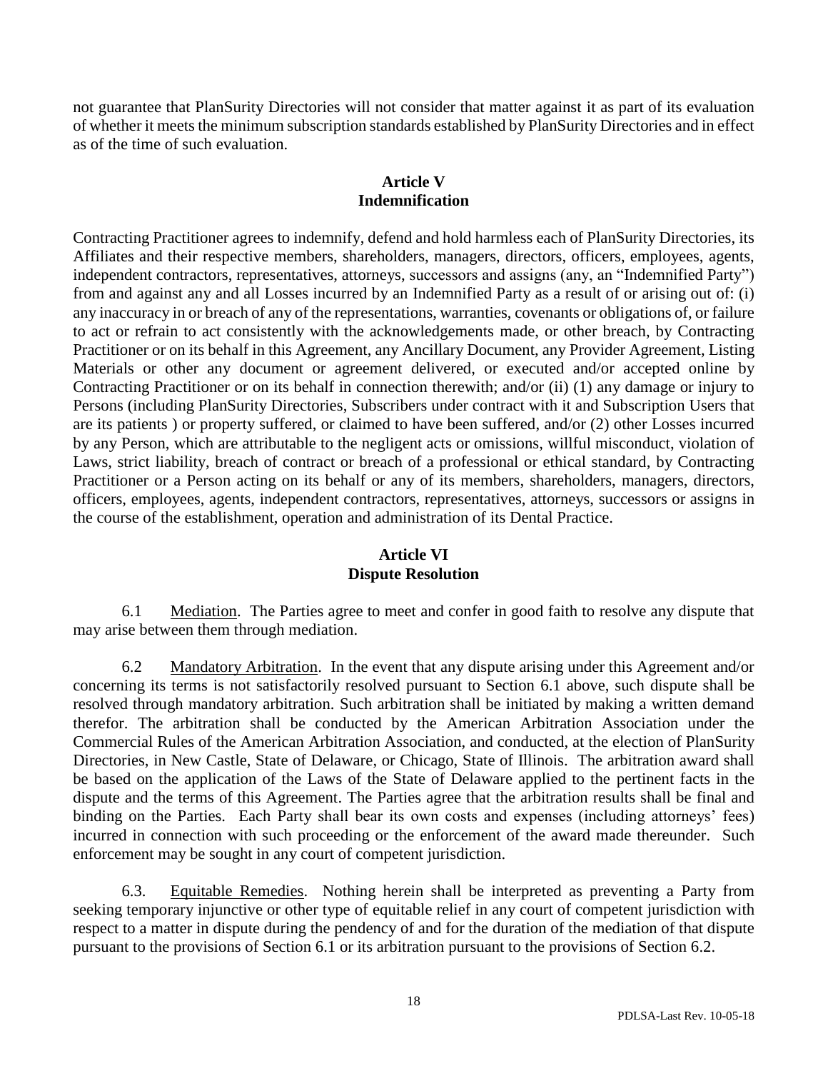not guarantee that PlanSurity Directories will not consider that matter against it as part of its evaluation of whether it meets the minimum subscription standards established by PlanSurity Directories and in effect as of the time of such evaluation.

## Article V
## Indemnification

Contracting Practitioner agrees to indemnify, defend and hold harmless each of PlanSurity Directories, its Affiliates and their respective members, shareholders, managers, directors, officers, employees, agents, independent contractors, representatives, attorneys, successors and assigns (any, an "Indemnified Party") from and against any and all Losses incurred by an Indemnified Party as a result of or arising out of: (i) any inaccuracy in or breach of any of the representations, warranties, covenants or obligations of, or failure to act or refrain to act consistently with the acknowledgements made, or other breach, by Contracting Practitioner or on its behalf in this Agreement, any Ancillary Document, any Provider Agreement, Listing Materials or other any document or agreement delivered, or executed and/or accepted online by Contracting Practitioner or on its behalf in connection therewith; and/or (ii) (1) any damage or injury to Persons (including PlanSurity Directories, Subscribers under contract with it and Subscription Users that are its patients ) or property suffered, or claimed to have been suffered, and/or (2) other Losses incurred by any Person, which are attributable to the negligent acts or omissions, willful misconduct, violation of Laws, strict liability, breach of contract or breach of a professional or ethical standard, by Contracting Practitioner or a Person acting on its behalf or any of its members, shareholders, managers, directors, officers, employees, agents, independent contractors, representatives, attorneys, successors or assigns in the course of the establishment, operation and administration of its Dental Practice.

## Article VI
## Dispute Resolution

6.1 Mediation. The Parties agree to meet and confer in good faith to resolve any dispute that may arise between them through mediation.

6.2 Mandatory Arbitration. In the event that any dispute arising under this Agreement and/or concerning its terms is not satisfactorily resolved pursuant to Section 6.1 above, such dispute shall be resolved through mandatory arbitration. Such arbitration shall be initiated by making a written demand therefor. The arbitration shall be conducted by the American Arbitration Association under the Commercial Rules of the American Arbitration Association, and conducted, at the election of PlanSurity Directories, in New Castle, State of Delaware, or Chicago, State of Illinois. The arbitration award shall be based on the application of the Laws of the State of Delaware applied to the pertinent facts in the dispute and the terms of this Agreement. The Parties agree that the arbitration results shall be final and binding on the Parties. Each Party shall bear its own costs and expenses (including attorneys' fees) incurred in connection with such proceeding or the enforcement of the award made thereunder. Such enforcement may be sought in any court of competent jurisdiction.

6.3. Equitable Remedies. Nothing herein shall be interpreted as preventing a Party from seeking temporary injunctive or other type of equitable relief in any court of competent jurisdiction with respect to a matter in dispute during the pendency of and for the duration of the mediation of that dispute pursuant to the provisions of Section 6.1 or its arbitration pursuant to the provisions of Section 6.2.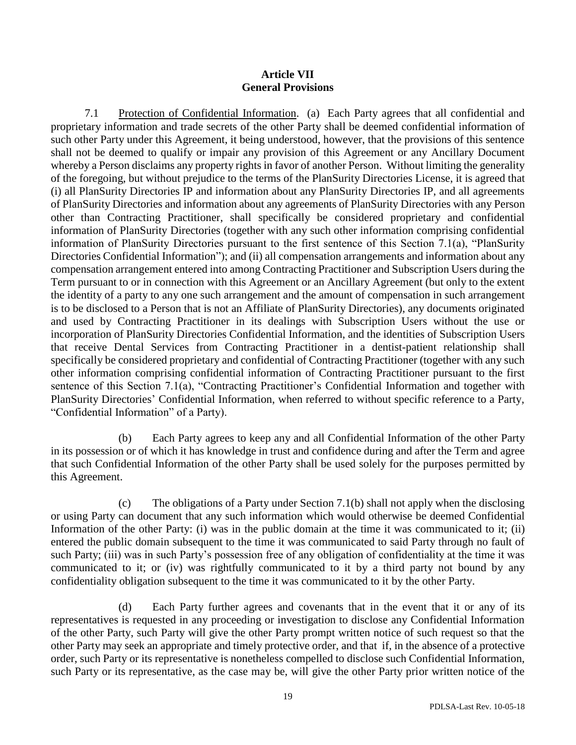## Article VII
## General Provisions

7.1 Protection of Confidential Information. (a) Each Party agrees that all confidential and proprietary information and trade secrets of the other Party shall be deemed confidential information of such other Party under this Agreement, it being understood, however, that the provisions of this sentence shall not be deemed to qualify or impair any provision of this Agreement or any Ancillary Document whereby a Person disclaims any property rights in favor of another Person. Without limiting the generality of the foregoing, but without prejudice to the terms of the PlanSurity Directories License, it is agreed that (i) all PlanSurity Directories IP and information about any PlanSurity Directories IP, and all agreements of PlanSurity Directories and information about any agreements of PlanSurity Directories with any Person other than Contracting Practitioner, shall specifically be considered proprietary and confidential information of PlanSurity Directories (together with any such other information comprising confidential information of PlanSurity Directories pursuant to the first sentence of this Section 7.1(a), "PlanSurity Directories Confidential Information"); and (ii) all compensation arrangements and information about any compensation arrangement entered into among Contracting Practitioner and Subscription Users during the Term pursuant to or in connection with this Agreement or an Ancillary Agreement (but only to the extent the identity of a party to any one such arrangement and the amount of compensation in such arrangement is to be disclosed to a Person that is not an Affiliate of PlanSurity Directories), any documents originated and used by Contracting Practitioner in its dealings with Subscription Users without the use or incorporation of PlanSurity Directories Confidential Information, and the identities of Subscription Users that receive Dental Services from Contracting Practitioner in a dentist-patient relationship shall specifically be considered proprietary and confidential of Contracting Practitioner (together with any such other information comprising confidential information of Contracting Practitioner pursuant to the first sentence of this Section 7.1(a), "Contracting Practitioner's Confidential Information and together with PlanSurity Directories' Confidential Information, when referred to without specific reference to a Party, "Confidential Information" of a Party).

(b) Each Party agrees to keep any and all Confidential Information of the other Party in its possession or of which it has knowledge in trust and confidence during and after the Term and agree that such Confidential Information of the other Party shall be used solely for the purposes permitted by this Agreement.

(c) The obligations of a Party under Section 7.1(b) shall not apply when the disclosing or using Party can document that any such information which would otherwise be deemed Confidential Information of the other Party: (i) was in the public domain at the time it was communicated to it; (ii) entered the public domain subsequent to the time it was communicated to said Party through no fault of such Party; (iii) was in such Party's possession free of any obligation of confidentiality at the time it was communicated to it; or (iv) was rightfully communicated to it by a third party not bound by any confidentiality obligation subsequent to the time it was communicated to it by the other Party.

(d) Each Party further agrees and covenants that in the event that it or any of its representatives is requested in any proceeding or investigation to disclose any Confidential Information of the other Party, such Party will give the other Party prompt written notice of such request so that the other Party may seek an appropriate and timely protective order, and that if, in the absence of a protective order, such Party or its representative is nonetheless compelled to disclose such Confidential Information, such Party or its representative, as the case may be, will give the other Party prior written notice of the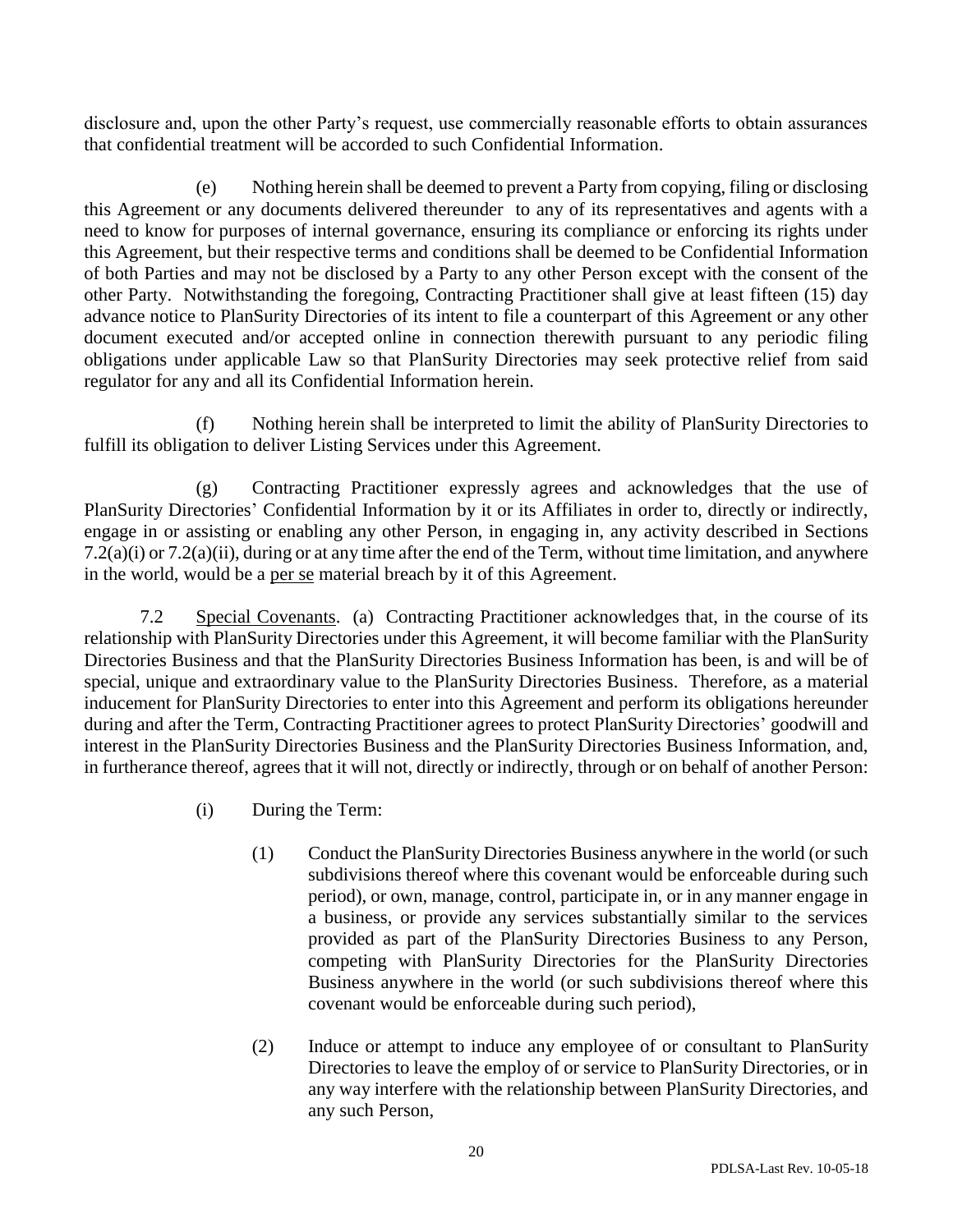disclosure and, upon the other Party's request, use commercially reasonable efforts to obtain assurances that confidential treatment will be accorded to such Confidential Information.

(e) Nothing herein shall be deemed to prevent a Party from copying, filing or disclosing this Agreement or any documents delivered thereunder to any of its representatives and agents with a need to know for purposes of internal governance, ensuring its compliance or enforcing its rights under this Agreement, but their respective terms and conditions shall be deemed to be Confidential Information of both Parties and may not be disclosed by a Party to any other Person except with the consent of the other Party. Notwithstanding the foregoing, Contracting Practitioner shall give at least fifteen (15) day advance notice to PlanSurity Directories of its intent to file a counterpart of this Agreement or any other document executed and/or accepted online in connection therewith pursuant to any periodic filing obligations under applicable Law so that PlanSurity Directories may seek protective relief from said regulator for any and all its Confidential Information herein.

(f) Nothing herein shall be interpreted to limit the ability of PlanSurity Directories to fulfill its obligation to deliver Listing Services under this Agreement.

(g) Contracting Practitioner expressly agrees and acknowledges that the use of PlanSurity Directories' Confidential Information by it or its Affiliates in order to, directly or indirectly, engage in or assisting or enabling any other Person, in engaging in, any activity described in Sections 7.2(a)(i) or 7.2(a)(ii), during or at any time after the end of the Term, without time limitation, and anywhere in the world, would be a <u>per se</u> material breach by it of this Agreement.

7.2 <u>Special Covenants</u>. (a) Contracting Practitioner acknowledges that, in the course of its relationship with PlanSurity Directories under this Agreement, it will become familiar with the PlanSurity Directories Business and that the PlanSurity Directories Business Information has been, is and will be of special, unique and extraordinary value to the PlanSurity Directories Business. Therefore, as a material inducement for PlanSurity Directories to enter into this Agreement and perform its obligations hereunder during and after the Term, Contracting Practitioner agrees to protect PlanSurity Directories' goodwill and interest in the PlanSurity Directories Business and the PlanSurity Directories Business Information, and, in furtherance thereof, agrees that it will not, directly or indirectly, through or on behalf of another Person:

(i) During the Term:

(1) Conduct the PlanSurity Directories Business anywhere in the world (or such subdivisions thereof where this covenant would be enforceable during such period), or own, manage, control, participate in, or in any manner engage in a business, or provide any services substantially similar to the services provided as part of the PlanSurity Directories Business to any Person, competing with PlanSurity Directories for the PlanSurity Directories Business anywhere in the world (or such subdivisions thereof where this covenant would be enforceable during such period),

(2) Induce or attempt to induce any employee of or consultant to PlanSurity Directories to leave the employ of or service to PlanSurity Directories, or in any way interfere with the relationship between PlanSurity Directories, and any such Person,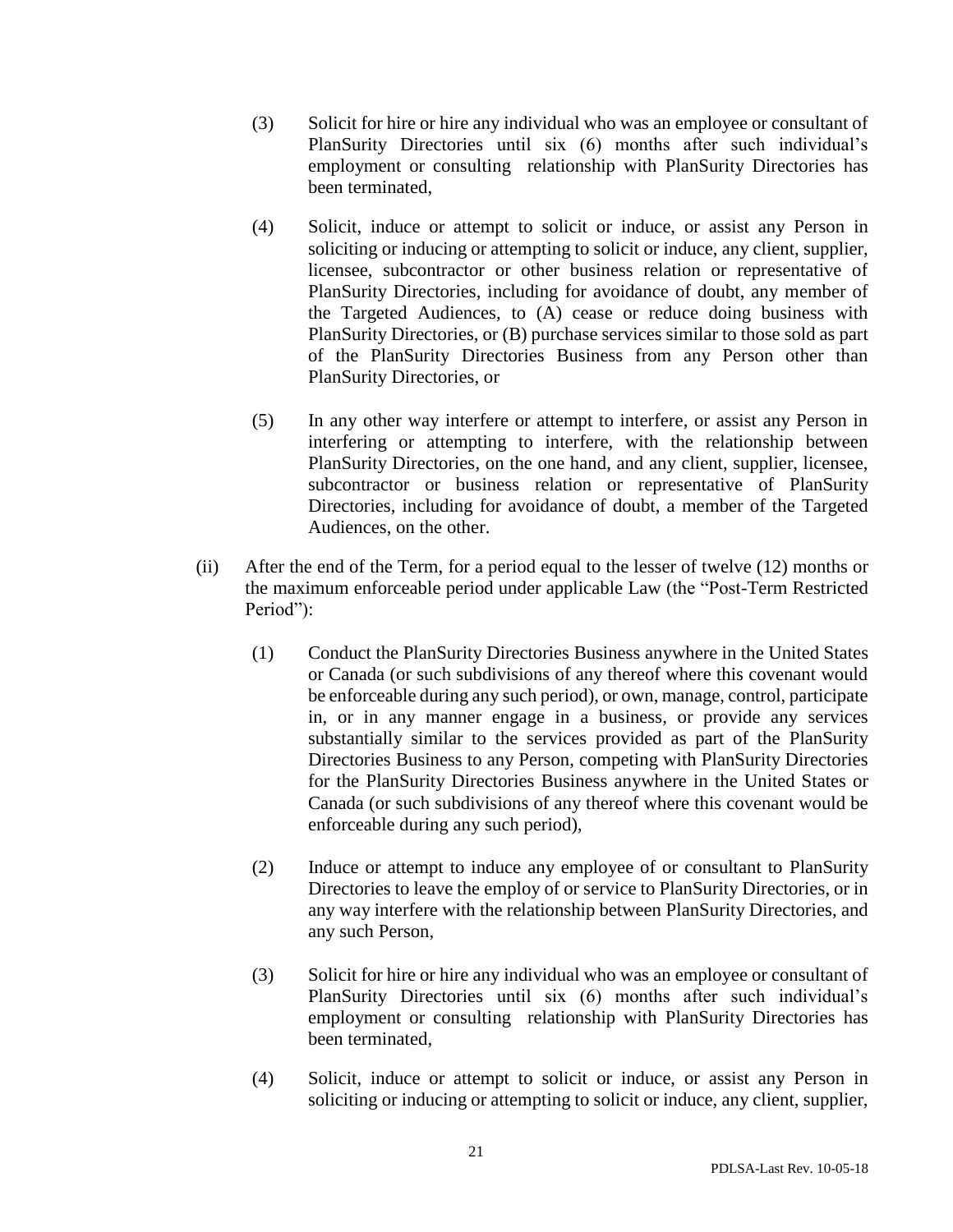(3) Solicit for hire or hire any individual who was an employee or consultant of PlanSurity Directories until six (6) months after such individual's employment or consulting relationship with PlanSurity Directories has been terminated,

(4) Solicit, induce or attempt to solicit or induce, or assist any Person in soliciting or inducing or attempting to solicit or induce, any client, supplier, licensee, subcontractor or other business relation or representative of PlanSurity Directories, including for avoidance of doubt, any member of the Targeted Audiences, to (A) cease or reduce doing business with PlanSurity Directories, or (B) purchase services similar to those sold as part of the PlanSurity Directories Business from any Person other than PlanSurity Directories, or

(5) In any other way interfere or attempt to interfere, or assist any Person in interfering or attempting to interfere, with the relationship between PlanSurity Directories, on the one hand, and any client, supplier, licensee, subcontractor or business relation or representative of PlanSurity Directories, including for avoidance of doubt, a member of the Targeted Audiences, on the other.

(ii) After the end of the Term, for a period equal to the lesser of twelve (12) months or the maximum enforceable period under applicable Law (the "Post-Term Restricted Period"):

(1) Conduct the PlanSurity Directories Business anywhere in the United States or Canada (or such subdivisions of any thereof where this covenant would be enforceable during any such period), or own, manage, control, participate in, or in any manner engage in a business, or provide any services substantially similar to the services provided as part of the PlanSurity Directories Business to any Person, competing with PlanSurity Directories for the PlanSurity Directories Business anywhere in the United States or Canada (or such subdivisions of any thereof where this covenant would be enforceable during any such period),

(2) Induce or attempt to induce any employee of or consultant to PlanSurity Directories to leave the employ of or service to PlanSurity Directories, or in any way interfere with the relationship between PlanSurity Directories, and any such Person,

(3) Solicit for hire or hire any individual who was an employee or consultant of PlanSurity Directories until six (6) months after such individual's employment or consulting relationship with PlanSurity Directories has been terminated,

(4) Solicit, induce or attempt to solicit or induce, or assist any Person in soliciting or inducing or attempting to solicit or induce, any client, supplier,

PDLSA-Last Rev. 10-05-18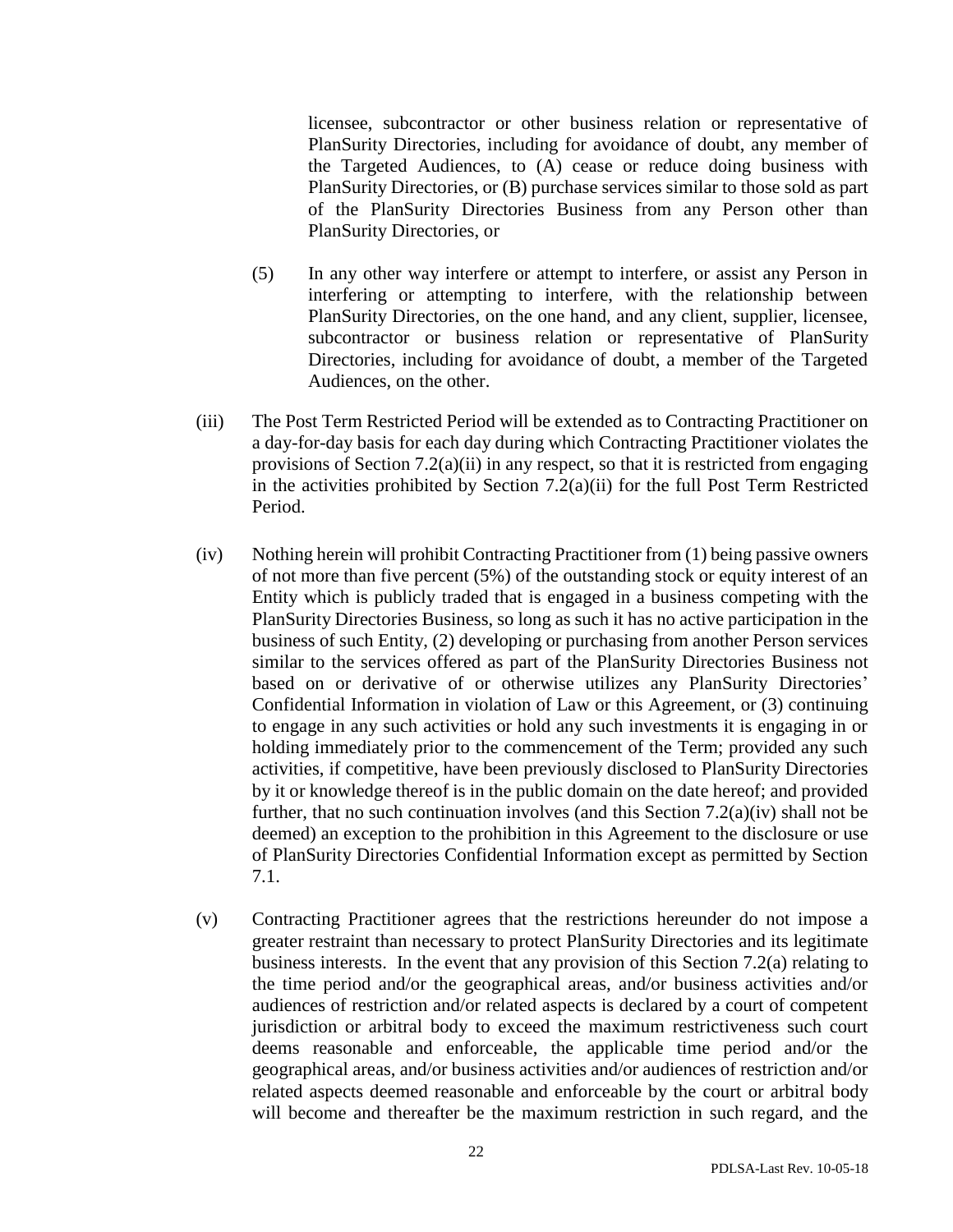licensee, subcontractor or other business relation or representative of PlanSurity Directories, including for avoidance of doubt, any member of the Targeted Audiences, to (A) cease or reduce doing business with PlanSurity Directories, or (B) purchase services similar to those sold as part of the PlanSurity Directories Business from any Person other than PlanSurity Directories, or

(5) In any other way interfere or attempt to interfere, or assist any Person in interfering or attempting to interfere, with the relationship between PlanSurity Directories, on the one hand, and any client, supplier, licensee, subcontractor or business relation or representative of PlanSurity Directories, including for avoidance of doubt, a member of the Targeted Audiences, on the other.

(iii) The Post Term Restricted Period will be extended as to Contracting Practitioner on a day-for-day basis for each day during which Contracting Practitioner violates the provisions of Section 7.2(a)(ii) in any respect, so that it is restricted from engaging in the activities prohibited by Section 7.2(a)(ii) for the full Post Term Restricted Period.

(iv) Nothing herein will prohibit Contracting Practitioner from (1) being passive owners of not more than five percent (5%) of the outstanding stock or equity interest of an Entity which is publicly traded that is engaged in a business competing with the PlanSurity Directories Business, so long as such it has no active participation in the business of such Entity, (2) developing or purchasing from another Person services similar to the services offered as part of the PlanSurity Directories Business not based on or derivative of or otherwise utilizes any PlanSurity Directories' Confidential Information in violation of Law or this Agreement, or (3) continuing to engage in any such activities or hold any such investments it is engaging in or holding immediately prior to the commencement of the Term; provided any such activities, if competitive, have been previously disclosed to PlanSurity Directories by it or knowledge thereof is in the public domain on the date hereof; and provided further, that no such continuation involves (and this Section 7.2(a)(iv) shall not be deemed) an exception to the prohibition in this Agreement to the disclosure or use of PlanSurity Directories Confidential Information except as permitted by Section 7.1.

(v) Contracting Practitioner agrees that the restrictions hereunder do not impose a greater restraint than necessary to protect PlanSurity Directories and its legitimate business interests. In the event that any provision of this Section 7.2(a) relating to the time period and/or the geographical areas, and/or business activities and/or audiences of restriction and/or related aspects is declared by a court of competent jurisdiction or arbitral body to exceed the maximum restrictiveness such court deems reasonable and enforceable, the applicable time period and/or the geographical areas, and/or business activities and/or audiences of restriction and/or related aspects deemed reasonable and enforceable by the court or arbitral body will become and thereafter be the maximum restriction in such regard, and the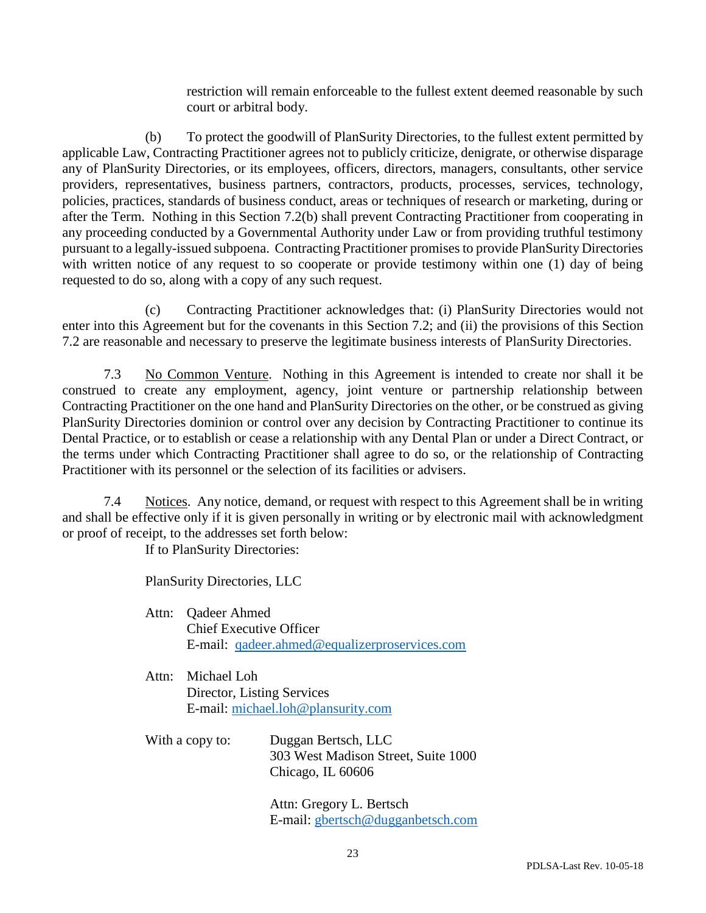restriction will remain enforceable to the fullest extent deemed reasonable by such court or arbitral body.

(b) To protect the goodwill of PlanSurity Directories, to the fullest extent permitted by applicable Law, Contracting Practitioner agrees not to publicly criticize, denigrate, or otherwise disparage any of PlanSurity Directories, or its employees, officers, directors, managers, consultants, other service providers, representatives, business partners, contractors, products, processes, services, technology, policies, practices, standards of business conduct, areas or techniques of research or marketing, during or after the Term. Nothing in this Section 7.2(b) shall prevent Contracting Practitioner from cooperating in any proceeding conducted by a Governmental Authority under Law or from providing truthful testimony pursuant to a legally-issued subpoena. Contracting Practitioner promises to provide PlanSurity Directories with written notice of any request to so cooperate or provide testimony within one (1) day of being requested to do so, along with a copy of any such request.

(c) Contracting Practitioner acknowledges that: (i) PlanSurity Directories would not enter into this Agreement but for the covenants in this Section 7.2; and (ii) the provisions of this Section 7.2 are reasonable and necessary to preserve the legitimate business interests of PlanSurity Directories.

7.3 No Common Venture. Nothing in this Agreement is intended to create nor shall it be construed to create any employment, agency, joint venture or partnership relationship between Contracting Practitioner on the one hand and PlanSurity Directories on the other, or be construed as giving PlanSurity Directories dominion or control over any decision by Contracting Practitioner to continue its Dental Practice, or to establish or cease a relationship with any Dental Plan or under a Direct Contract, or the terms under which Contracting Practitioner shall agree to do so, or the relationship of Contracting Practitioner with its personnel or the selection of its facilities or advisers.

7.4 Notices. Any notice, demand, or request with respect to this Agreement shall be in writing and shall be effective only if it is given personally in writing or by electronic mail with acknowledgment or proof of receipt, to the addresses set forth below:

If to PlanSurity Directories:

PlanSurity Directories, LLC

Attn: Qadeer Ahmed
Chief Executive Officer
E-mail: qadeer.ahmed@equalizerproservices.com

Attn: Michael Loh
Director, Listing Services
E-mail: michael.loh@plansurity.com

With a copy to: Duggan Bertsch, LLC
303 West Madison Street, Suite 1000
Chicago, IL 60606

Attn: Gregory L. Bertsch
E-mail: gbertsch@dugganbetsch.com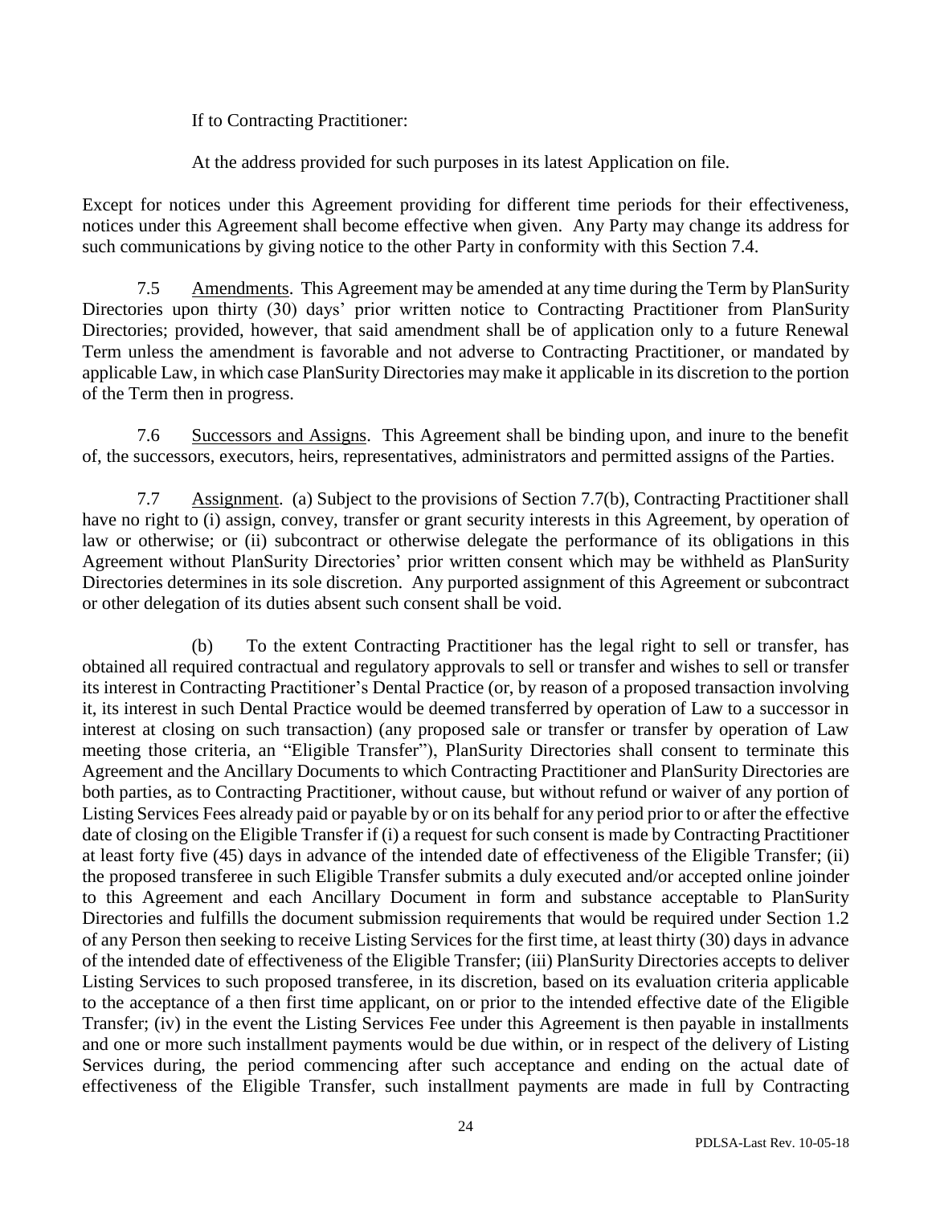If to Contracting Practitioner:

At the address provided for such purposes in its latest Application on file.

Except for notices under this Agreement providing for different time periods for their effectiveness, notices under this Agreement shall become effective when given. Any Party may change its address for such communications by giving notice to the other Party in conformity with this Section 7.4.

7.5 Amendments. This Agreement may be amended at any time during the Term by PlanSurity Directories upon thirty (30) days' prior written notice to Contracting Practitioner from PlanSurity Directories; provided, however, that said amendment shall be of application only to a future Renewal Term unless the amendment is favorable and not adverse to Contracting Practitioner, or mandated by applicable Law, in which case PlanSurity Directories may make it applicable in its discretion to the portion of the Term then in progress.

7.6 Successors and Assigns. This Agreement shall be binding upon, and inure to the benefit of, the successors, executors, heirs, representatives, administrators and permitted assigns of the Parties.

7.7 Assignment. (a) Subject to the provisions of Section 7.7(b), Contracting Practitioner shall have no right to (i) assign, convey, transfer or grant security interests in this Agreement, by operation of law or otherwise; or (ii) subcontract or otherwise delegate the performance of its obligations in this Agreement without PlanSurity Directories' prior written consent which may be withheld as PlanSurity Directories determines in its sole discretion. Any purported assignment of this Agreement or subcontract or other delegation of its duties absent such consent shall be void.

(b) To the extent Contracting Practitioner has the legal right to sell or transfer, has obtained all required contractual and regulatory approvals to sell or transfer and wishes to sell or transfer its interest in Contracting Practitioner's Dental Practice (or, by reason of a proposed transaction involving it, its interest in such Dental Practice would be deemed transferred by operation of Law to a successor in interest at closing on such transaction) (any proposed sale or transfer or transfer by operation of Law meeting those criteria, an "Eligible Transfer"), PlanSurity Directories shall consent to terminate this Agreement and the Ancillary Documents to which Contracting Practitioner and PlanSurity Directories are both parties, as to Contracting Practitioner, without cause, but without refund or waiver of any portion of Listing Services Fees already paid or payable by or on its behalf for any period prior to or after the effective date of closing on the Eligible Transfer if (i) a request for such consent is made by Contracting Practitioner at least forty five (45) days in advance of the intended date of effectiveness of the Eligible Transfer; (ii) the proposed transferee in such Eligible Transfer submits a duly executed and/or accepted online joinder to this Agreement and each Ancillary Document in form and substance acceptable to PlanSurity Directories and fulfills the document submission requirements that would be required under Section 1.2 of any Person then seeking to receive Listing Services for the first time, at least thirty (30) days in advance of the intended date of effectiveness of the Eligible Transfer; (iii) PlanSurity Directories accepts to deliver Listing Services to such proposed transferee, in its discretion, based on its evaluation criteria applicable to the acceptance of a then first time applicant, on or prior to the intended effective date of the Eligible Transfer; (iv) in the event the Listing Services Fee under this Agreement is then payable in installments and one or more such installment payments would be due within, or in respect of the delivery of Listing Services during, the period commencing after such acceptance and ending on the actual date of effectiveness of the Eligible Transfer, such installment payments are made in full by Contracting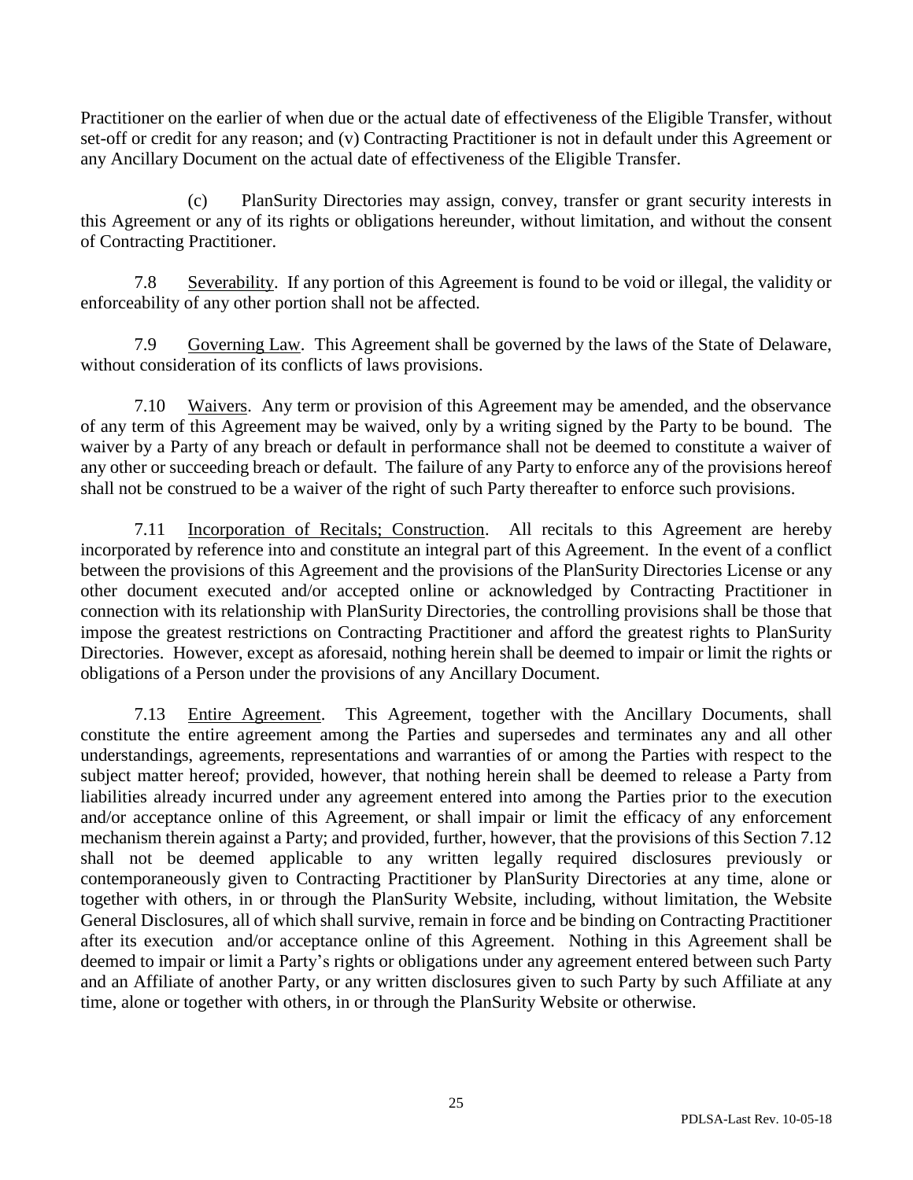Practitioner on the earlier of when due or the actual date of effectiveness of the Eligible Transfer, without set-off or credit for any reason; and (v) Contracting Practitioner is not in default under this Agreement or any Ancillary Document on the actual date of effectiveness of the Eligible Transfer.

(c) PlanSurity Directories may assign, convey, transfer or grant security interests in this Agreement or any of its rights or obligations hereunder, without limitation, and without the consent of Contracting Practitioner.

7.8 Severability. If any portion of this Agreement is found to be void or illegal, the validity or enforceability of any other portion shall not be affected.

7.9 Governing Law. This Agreement shall be governed by the laws of the State of Delaware, without consideration of its conflicts of laws provisions.

7.10 Waivers. Any term or provision of this Agreement may be amended, and the observance of any term of this Agreement may be waived, only by a writing signed by the Party to be bound. The waiver by a Party of any breach or default in performance shall not be deemed to constitute a waiver of any other or succeeding breach or default. The failure of any Party to enforce any of the provisions hereof shall not be construed to be a waiver of the right of such Party thereafter to enforce such provisions.

7.11 Incorporation of Recitals; Construction. All recitals to this Agreement are hereby incorporated by reference into and constitute an integral part of this Agreement. In the event of a conflict between the provisions of this Agreement and the provisions of the PlanSurity Directories License or any other document executed and/or accepted online or acknowledged by Contracting Practitioner in connection with its relationship with PlanSurity Directories, the controlling provisions shall be those that impose the greatest restrictions on Contracting Practitioner and afford the greatest rights to PlanSurity Directories. However, except as aforesaid, nothing herein shall be deemed to impair or limit the rights or obligations of a Person under the provisions of any Ancillary Document.

7.13 Entire Agreement. This Agreement, together with the Ancillary Documents, shall constitute the entire agreement among the Parties and supersedes and terminates any and all other understandings, agreements, representations and warranties of or among the Parties with respect to the subject matter hereof; provided, however, that nothing herein shall be deemed to release a Party from liabilities already incurred under any agreement entered into among the Parties prior to the execution and/or acceptance online of this Agreement, or shall impair or limit the efficacy of any enforcement mechanism therein against a Party; and provided, further, however, that the provisions of this Section 7.12 shall not be deemed applicable to any written legally required disclosures previously or contemporaneously given to Contracting Practitioner by PlanSurity Directories at any time, alone or together with others, in or through the PlanSurity Website, including, without limitation, the Website General Disclosures, all of which shall survive, remain in force and be binding on Contracting Practitioner after its execution and/or acceptance online of this Agreement. Nothing in this Agreement shall be deemed to impair or limit a Party's rights or obligations under any agreement entered between such Party and an Affiliate of another Party, or any written disclosures given to such Party by such Affiliate at any time, alone or together with others, in or through the PlanSurity Website or otherwise.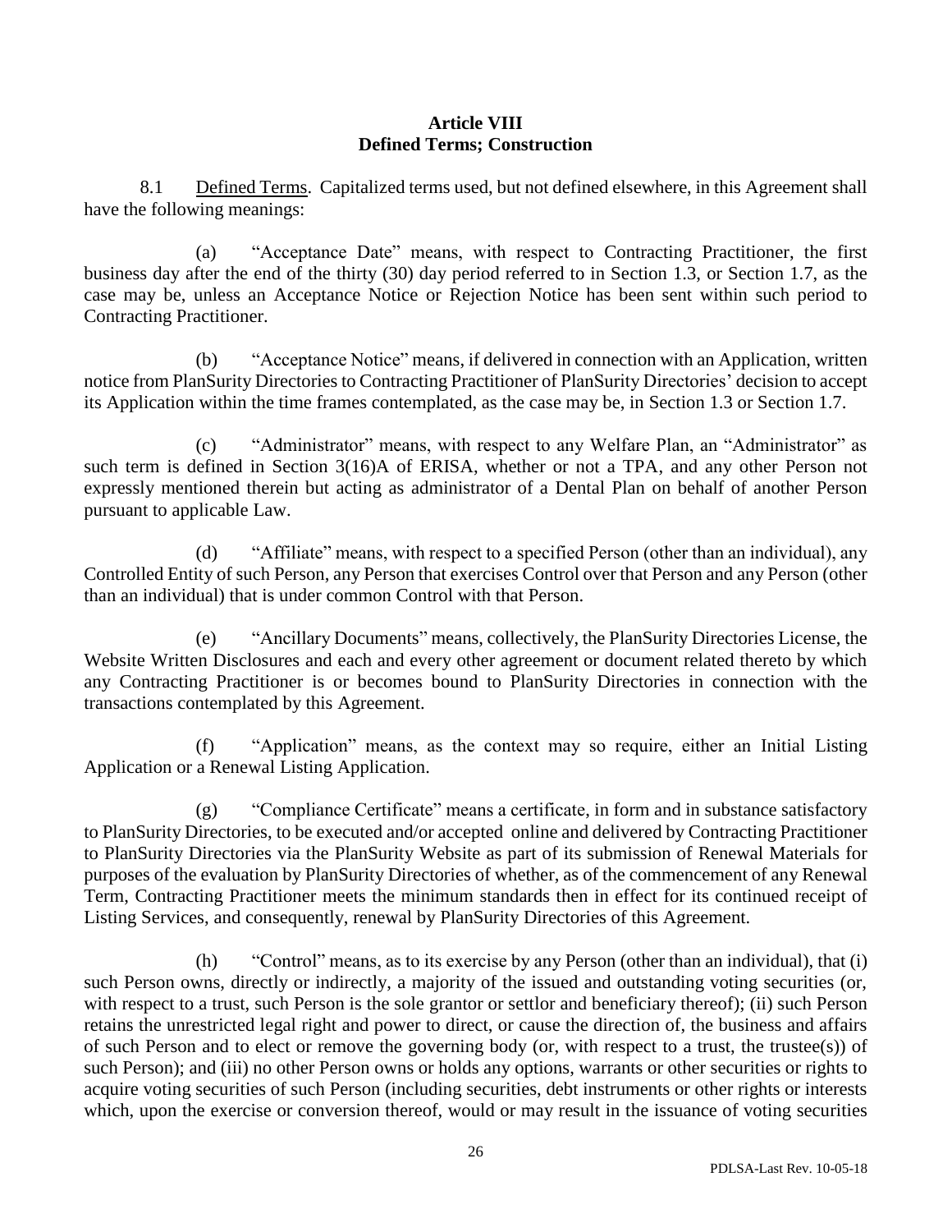# Article VIII
## Defined Terms; Construction

8.1 Defined Terms. Capitalized terms used, but not defined elsewhere, in this Agreement shall have the following meanings:

(a) "Acceptance Date" means, with respect to Contracting Practitioner, the first business day after the end of the thirty (30) day period referred to in Section 1.3, or Section 1.7, as the case may be, unless an Acceptance Notice or Rejection Notice has been sent within such period to Contracting Practitioner.

(b) "Acceptance Notice" means, if delivered in connection with an Application, written notice from PlanSurity Directories to Contracting Practitioner of PlanSurity Directories' decision to accept its Application within the time frames contemplated, as the case may be, in Section 1.3 or Section 1.7.

(c) "Administrator" means, with respect to any Welfare Plan, an "Administrator" as such term is defined in Section 3(16)A of ERISA, whether or not a TPA, and any other Person not expressly mentioned therein but acting as administrator of a Dental Plan on behalf of another Person pursuant to applicable Law.

(d) "Affiliate" means, with respect to a specified Person (other than an individual), any Controlled Entity of such Person, any Person that exercises Control over that Person and any Person (other than an individual) that is under common Control with that Person.

(e) "Ancillary Documents" means, collectively, the PlanSurity Directories License, the Website Written Disclosures and each and every other agreement or document related thereto by which any Contracting Practitioner is or becomes bound to PlanSurity Directories in connection with the transactions contemplated by this Agreement.

(f) "Application" means, as the context may so require, either an Initial Listing Application or a Renewal Listing Application.

(g) "Compliance Certificate" means a certificate, in form and in substance satisfactory to PlanSurity Directories, to be executed and/or accepted online and delivered by Contracting Practitioner to PlanSurity Directories via the PlanSurity Website as part of its submission of Renewal Materials for purposes of the evaluation by PlanSurity Directories of whether, as of the commencement of any Renewal Term, Contracting Practitioner meets the minimum standards then in effect for its continued receipt of Listing Services, and consequently, renewal by PlanSurity Directories of this Agreement.

(h) "Control" means, as to its exercise by any Person (other than an individual), that (i) such Person owns, directly or indirectly, a majority of the issued and outstanding voting securities (or, with respect to a trust, such Person is the sole grantor or settlor and beneficiary thereof); (ii) such Person retains the unrestricted legal right and power to direct, or cause the direction of, the business and affairs of such Person and to elect or remove the governing body (or, with respect to a trust, the trustee(s)) of such Person); and (iii) no other Person owns or holds any options, warrants or other securities or rights to acquire voting securities of such Person (including securities, debt instruments or other rights or interests which, upon the exercise or conversion thereof, would or may result in the issuance of voting securities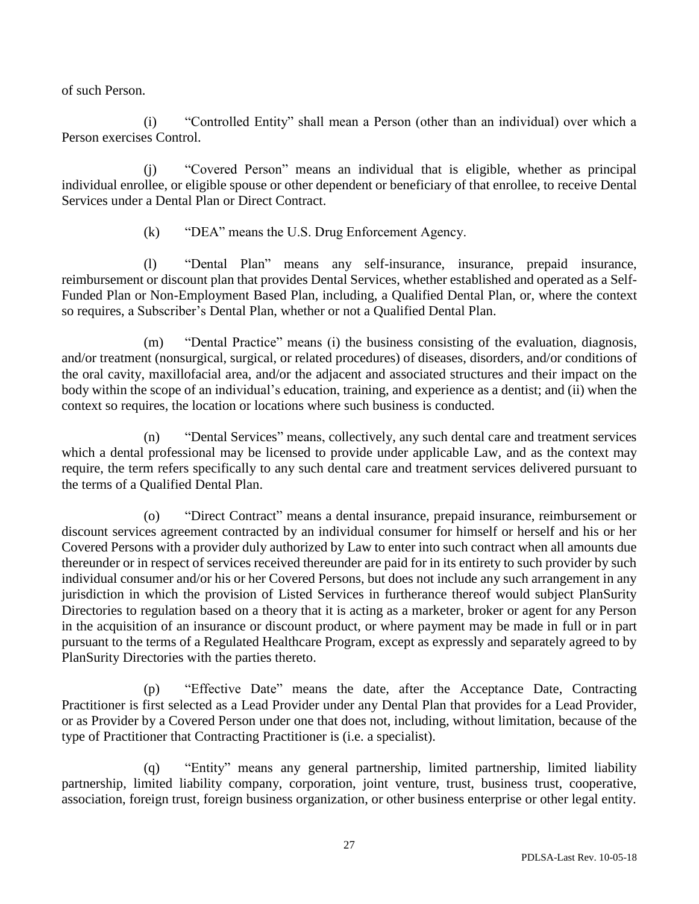of such Person.

(i) "Controlled Entity" shall mean a Person (other than an individual) over which a Person exercises Control.

(j) "Covered Person" means an individual that is eligible, whether as principal individual enrollee, or eligible spouse or other dependent or beneficiary of that enrollee, to receive Dental Services under a Dental Plan or Direct Contract.

(k) "DEA" means the U.S. Drug Enforcement Agency.

(l) "Dental Plan" means any self-insurance, insurance, prepaid insurance, reimbursement or discount plan that provides Dental Services, whether established and operated as a Self-Funded Plan or Non-Employment Based Plan, including, a Qualified Dental Plan, or, where the context so requires, a Subscriber's Dental Plan, whether or not a Qualified Dental Plan.

(m) "Dental Practice" means (i) the business consisting of the evaluation, diagnosis, and/or treatment (nonsurgical, surgical, or related procedures) of diseases, disorders, and/or conditions of the oral cavity, maxillofacial area, and/or the adjacent and associated structures and their impact on the body within the scope of an individual's education, training, and experience as a dentist; and (ii) when the context so requires, the location or locations where such business is conducted.

(n) "Dental Services" means, collectively, any such dental care and treatment services which a dental professional may be licensed to provide under applicable Law, and as the context may require, the term refers specifically to any such dental care and treatment services delivered pursuant to the terms of a Qualified Dental Plan.

(o) "Direct Contract" means a dental insurance, prepaid insurance, reimbursement or discount services agreement contracted by an individual consumer for himself or herself and his or her Covered Persons with a provider duly authorized by Law to enter into such contract when all amounts due thereunder or in respect of services received thereunder are paid for in its entirety to such provider by such individual consumer and/or his or her Covered Persons, but does not include any such arrangement in any jurisdiction in which the provision of Listed Services in furtherance thereof would subject PlanSurity Directories to regulation based on a theory that it is acting as a marketer, broker or agent for any Person in the acquisition of an insurance or discount product, or where payment may be made in full or in part pursuant to the terms of a Regulated Healthcare Program, except as expressly and separately agreed to by PlanSurity Directories with the parties thereto.

(p) "Effective Date" means the date, after the Acceptance Date, Contracting Practitioner is first selected as a Lead Provider under any Dental Plan that provides for a Lead Provider, or as Provider by a Covered Person under one that does not, including, without limitation, because of the type of Practitioner that Contracting Practitioner is (i.e. a specialist).

(q) "Entity" means any general partnership, limited partnership, limited liability partnership, limited liability company, corporation, joint venture, trust, business trust, cooperative, association, foreign trust, foreign business organization, or other business enterprise or other legal entity.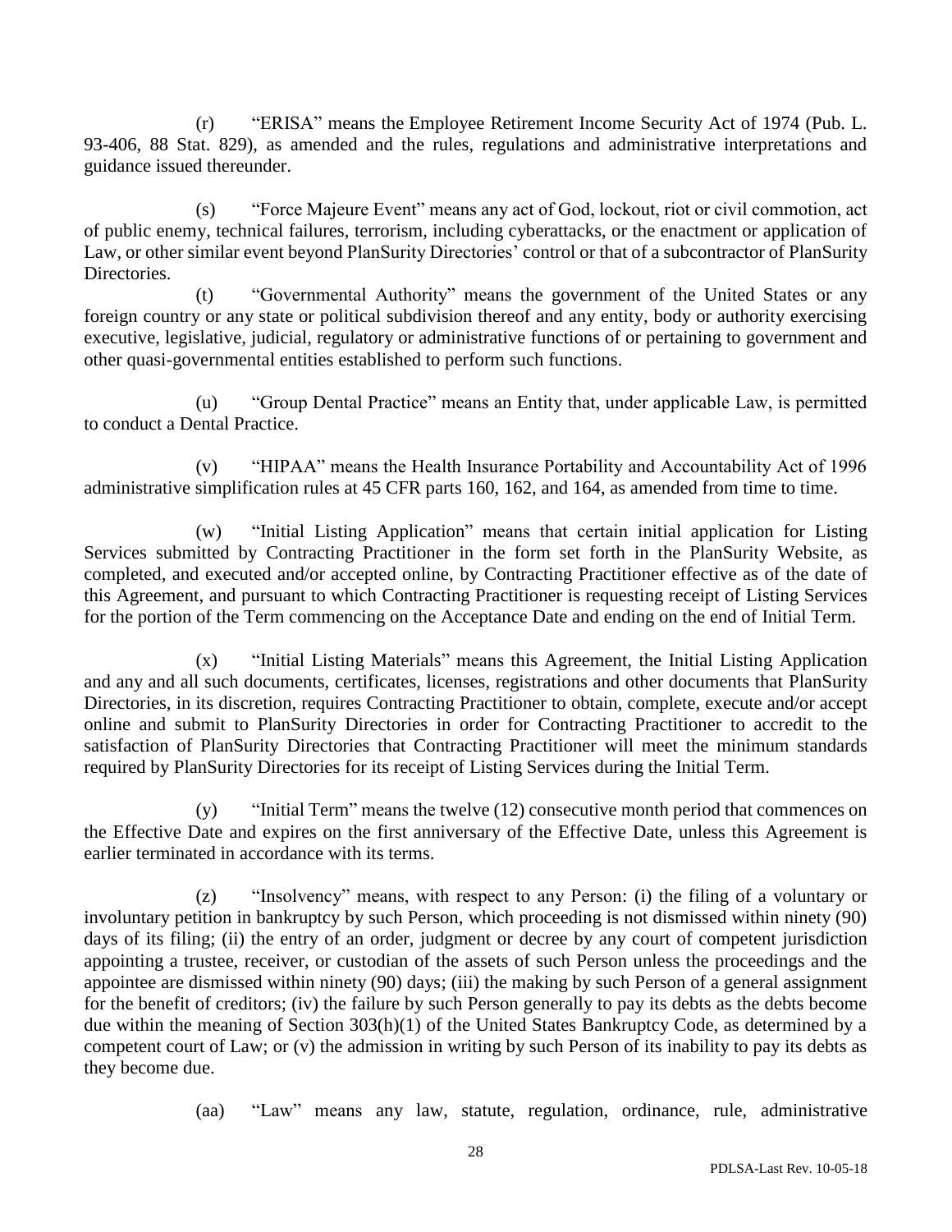(r) "ERISA" means the Employee Retirement Income Security Act of 1974 (Pub. L. 93-406, 88 Stat. 829), as amended and the rules, regulations and administrative interpretations and guidance issued thereunder.

(s) "Force Majeure Event" means any act of God, lockout, riot or civil commotion, act of public enemy, technical failures, terrorism, including cyberattacks, or the enactment or application of Law, or other similar event beyond PlanSurity Directories' control or that of a subcontractor of PlanSurity Directories.

(t) "Governmental Authority" means the government of the United States or any foreign country or any state or political subdivision thereof and any entity, body or authority exercising executive, legislative, judicial, regulatory or administrative functions of or pertaining to government and other quasi-governmental entities established to perform such functions.

(u) "Group Dental Practice" means an Entity that, under applicable Law, is permitted to conduct a Dental Practice.

(v) "HIPAA" means the Health Insurance Portability and Accountability Act of 1996 administrative simplification rules at 45 CFR parts 160, 162, and 164, as amended from time to time.

(w) "Initial Listing Application" means that certain initial application for Listing Services submitted by Contracting Practitioner in the form set forth in the PlanSurity Website, as completed, and executed and/or accepted online, by Contracting Practitioner effective as of the date of this Agreement, and pursuant to which Contracting Practitioner is requesting receipt of Listing Services for the portion of the Term commencing on the Acceptance Date and ending on the end of Initial Term.

(x) "Initial Listing Materials" means this Agreement, the Initial Listing Application and any and all such documents, certificates, licenses, registrations and other documents that PlanSurity Directories, in its discretion, requires Contracting Practitioner to obtain, complete, execute and/or accept online and submit to PlanSurity Directories in order for Contracting Practitioner to accredit to the satisfaction of PlanSurity Directories that Contracting Practitioner will meet the minimum standards required by PlanSurity Directories for its receipt of Listing Services during the Initial Term.

(y) "Initial Term" means the twelve (12) consecutive month period that commences on the Effective Date and expires on the first anniversary of the Effective Date, unless this Agreement is earlier terminated in accordance with its terms.

(z) "Insolvency" means, with respect to any Person: (i) the filing of a voluntary or involuntary petition in bankruptcy by such Person, which proceeding is not dismissed within ninety (90) days of its filing; (ii) the entry of an order, judgment or decree by any court of competent jurisdiction appointing a trustee, receiver, or custodian of the assets of such Person unless the proceedings and the appointee are dismissed within ninety (90) days; (iii) the making by such Person of a general assignment for the benefit of creditors; (iv) the failure by such Person generally to pay its debts as the debts become due within the meaning of Section 303(h)(1) of the United States Bankruptcy Code, as determined by a competent court of Law; or (v) the admission in writing by such Person of its inability to pay its debts as they become due.

(aa) "Law" means any law, statute, regulation, ordinance, rule, administrative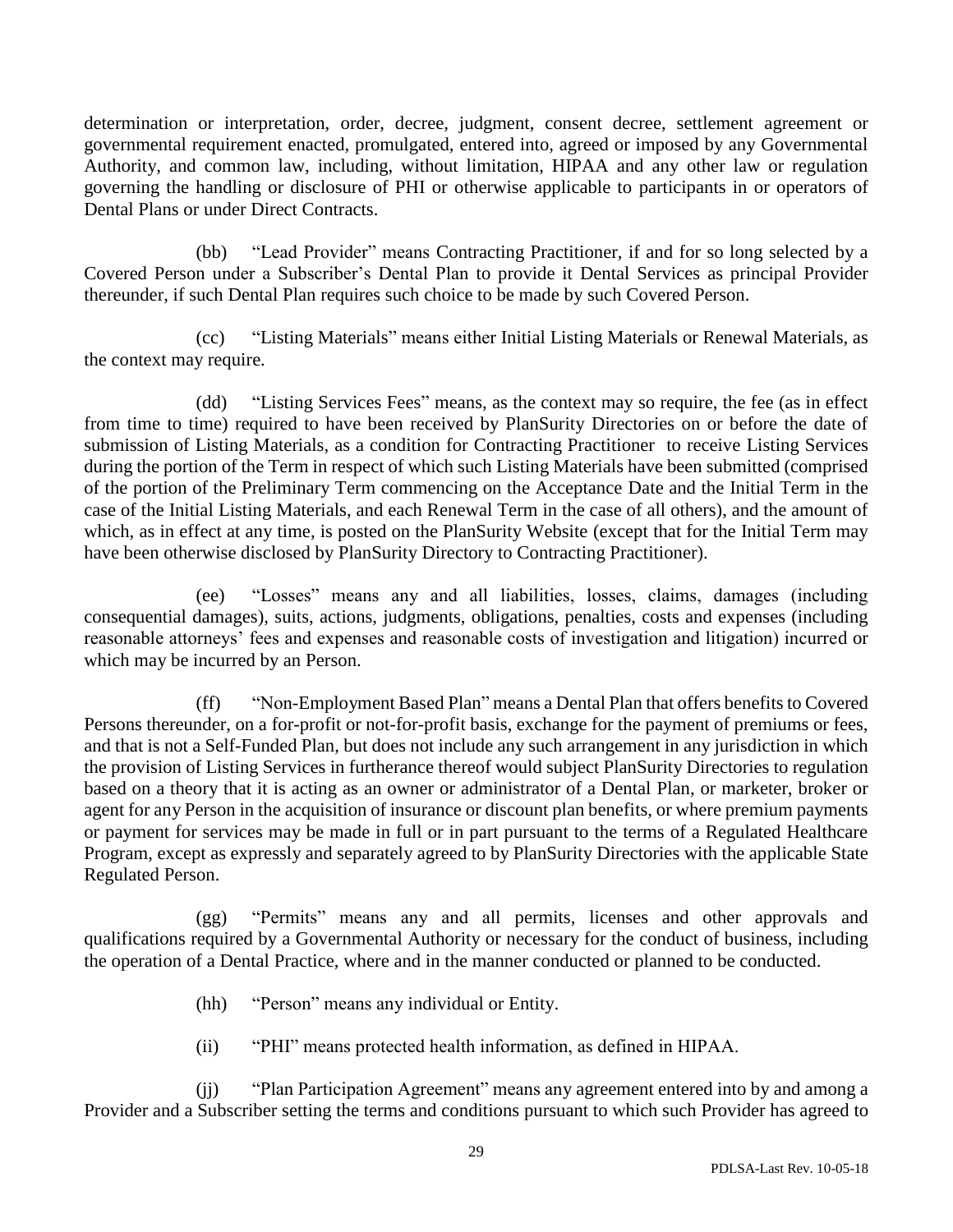determination or interpretation, order, decree, judgment, consent decree, settlement agreement or governmental requirement enacted, promulgated, entered into, agreed or imposed by any Governmental Authority, and common law, including, without limitation, HIPAA and any other law or regulation governing the handling or disclosure of PHI or otherwise applicable to participants in or operators of Dental Plans or under Direct Contracts.

(bb) "Lead Provider" means Contracting Practitioner, if and for so long selected by a Covered Person under a Subscriber's Dental Plan to provide it Dental Services as principal Provider thereunder, if such Dental Plan requires such choice to be made by such Covered Person.

(cc) "Listing Materials" means either Initial Listing Materials or Renewal Materials, as the context may require.

(dd) "Listing Services Fees" means, as the context may so require, the fee (as in effect from time to time) required to have been received by PlanSurity Directories on or before the date of submission of Listing Materials, as a condition for Contracting Practitioner to receive Listing Services during the portion of the Term in respect of which such Listing Materials have been submitted (comprised of the portion of the Preliminary Term commencing on the Acceptance Date and the Initial Term in the case of the Initial Listing Materials, and each Renewal Term in the case of all others), and the amount of which, as in effect at any time, is posted on the PlanSurity Website (except that for the Initial Term may have been otherwise disclosed by PlanSurity Directory to Contracting Practitioner).

(ee) "Losses" means any and all liabilities, losses, claims, damages (including consequential damages), suits, actions, judgments, obligations, penalties, costs and expenses (including reasonable attorneys' fees and expenses and reasonable costs of investigation and litigation) incurred or which may be incurred by an Person.

(ff) "Non-Employment Based Plan" means a Dental Plan that offers benefits to Covered Persons thereunder, on a for-profit or not-for-profit basis, exchange for the payment of premiums or fees, and that is not a Self-Funded Plan, but does not include any such arrangement in any jurisdiction in which the provision of Listing Services in furtherance thereof would subject PlanSurity Directories to regulation based on a theory that it is acting as an owner or administrator of a Dental Plan, or marketer, broker or agent for any Person in the acquisition of insurance or discount plan benefits, or where premium payments or payment for services may be made in full or in part pursuant to the terms of a Regulated Healthcare Program, except as expressly and separately agreed to by PlanSurity Directories with the applicable State Regulated Person.

(gg) "Permits" means any and all permits, licenses and other approvals and qualifications required by a Governmental Authority or necessary for the conduct of business, including the operation of a Dental Practice, where and in the manner conducted or planned to be conducted.

(hh) "Person" means any individual or Entity.

(ii) "PHI" means protected health information, as defined in HIPAA.

(jj) "Plan Participation Agreement" means any agreement entered into by and among a Provider and a Subscriber setting the terms and conditions pursuant to which such Provider has agreed to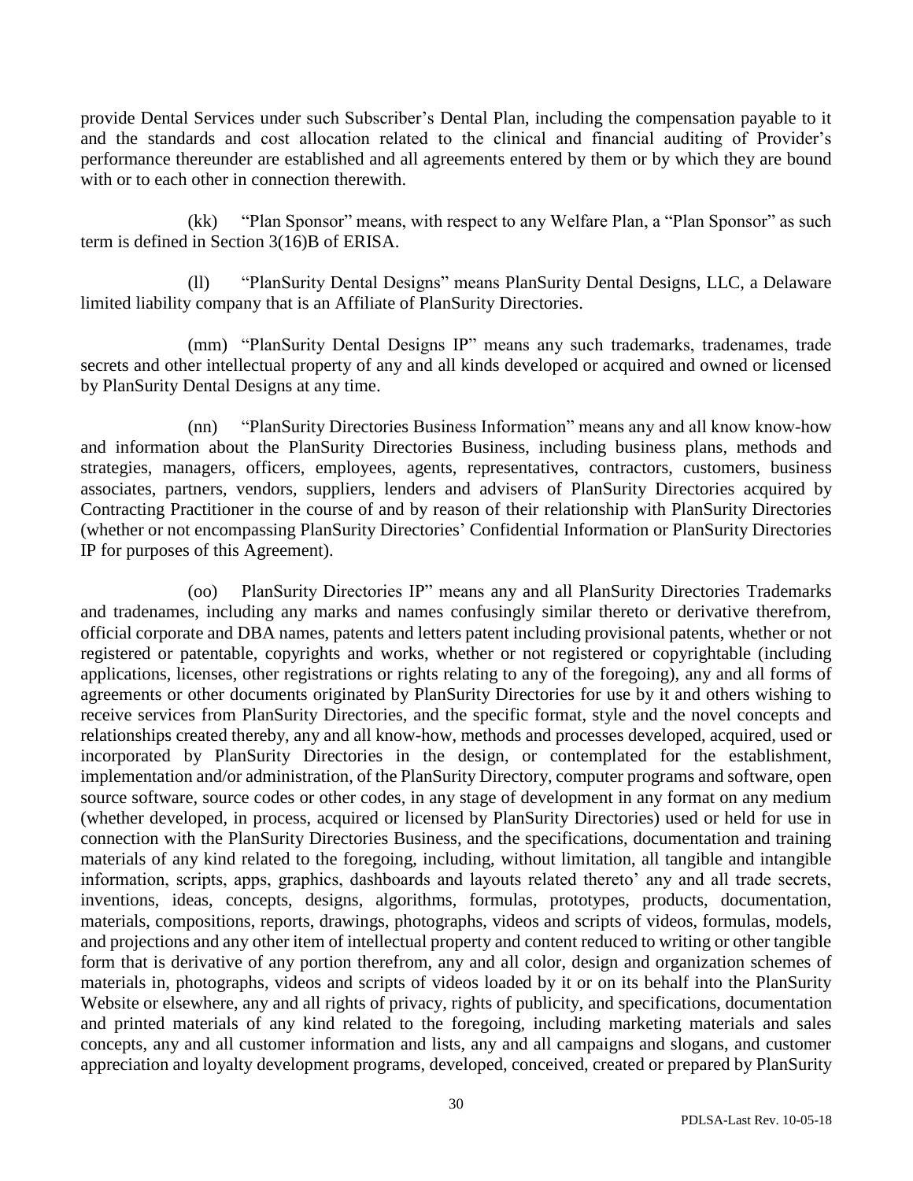provide Dental Services under such Subscriber's Dental Plan, including the compensation payable to it and the standards and cost allocation related to the clinical and financial auditing of Provider's performance thereunder are established and all agreements entered by them or by which they are bound with or to each other in connection therewith.

(kk) "Plan Sponsor" means, with respect to any Welfare Plan, a "Plan Sponsor" as such term is defined in Section 3(16)B of ERISA.

(ll) "PlanSurity Dental Designs" means PlanSurity Dental Designs, LLC, a Delaware limited liability company that is an Affiliate of PlanSurity Directories.

(mm) "PlanSurity Dental Designs IP" means any such trademarks, tradenames, trade secrets and other intellectual property of any and all kinds developed or acquired and owned or licensed by PlanSurity Dental Designs at any time.

(nn) "PlanSurity Directories Business Information" means any and all know know-how and information about the PlanSurity Directories Business, including business plans, methods and strategies, managers, officers, employees, agents, representatives, contractors, customers, business associates, partners, vendors, suppliers, lenders and advisers of PlanSurity Directories acquired by Contracting Practitioner in the course of and by reason of their relationship with PlanSurity Directories (whether or not encompassing PlanSurity Directories' Confidential Information or PlanSurity Directories IP for purposes of this Agreement).

(oo) PlanSurity Directories IP" means any and all PlanSurity Directories Trademarks and tradenames, including any marks and names confusingly similar thereto or derivative therefrom, official corporate and DBA names, patents and letters patent including provisional patents, whether or not registered or patentable, copyrights and works, whether or not registered or copyrightable (including applications, licenses, other registrations or rights relating to any of the foregoing), any and all forms of agreements or other documents originated by PlanSurity Directories for use by it and others wishing to receive services from PlanSurity Directories, and the specific format, style and the novel concepts and relationships created thereby, any and all know-how, methods and processes developed, acquired, used or incorporated by PlanSurity Directories in the design, or contemplated for the establishment, implementation and/or administration, of the PlanSurity Directory, computer programs and software, open source software, source codes or other codes, in any stage of development in any format on any medium (whether developed, in process, acquired or licensed by PlanSurity Directories) used or held for use in connection with the PlanSurity Directories Business, and the specifications, documentation and training materials of any kind related to the foregoing, including, without limitation, all tangible and intangible information, scripts, apps, graphics, dashboards and layouts related thereto' any and all trade secrets, inventions, ideas, concepts, designs, algorithms, formulas, prototypes, products, documentation, materials, compositions, reports, drawings, photographs, videos and scripts of videos, formulas, models, and projections and any other item of intellectual property and content reduced to writing or other tangible form that is derivative of any portion therefrom, any and all color, design and organization schemes of materials in, photographs, videos and scripts of videos loaded by it or on its behalf into the PlanSurity Website or elsewhere, any and all rights of privacy, rights of publicity, and specifications, documentation and printed materials of any kind related to the foregoing, including marketing materials and sales concepts, any and all customer information and lists, any and all campaigns and slogans, and customer appreciation and loyalty development programs, developed, conceived, created or prepared by PlanSurity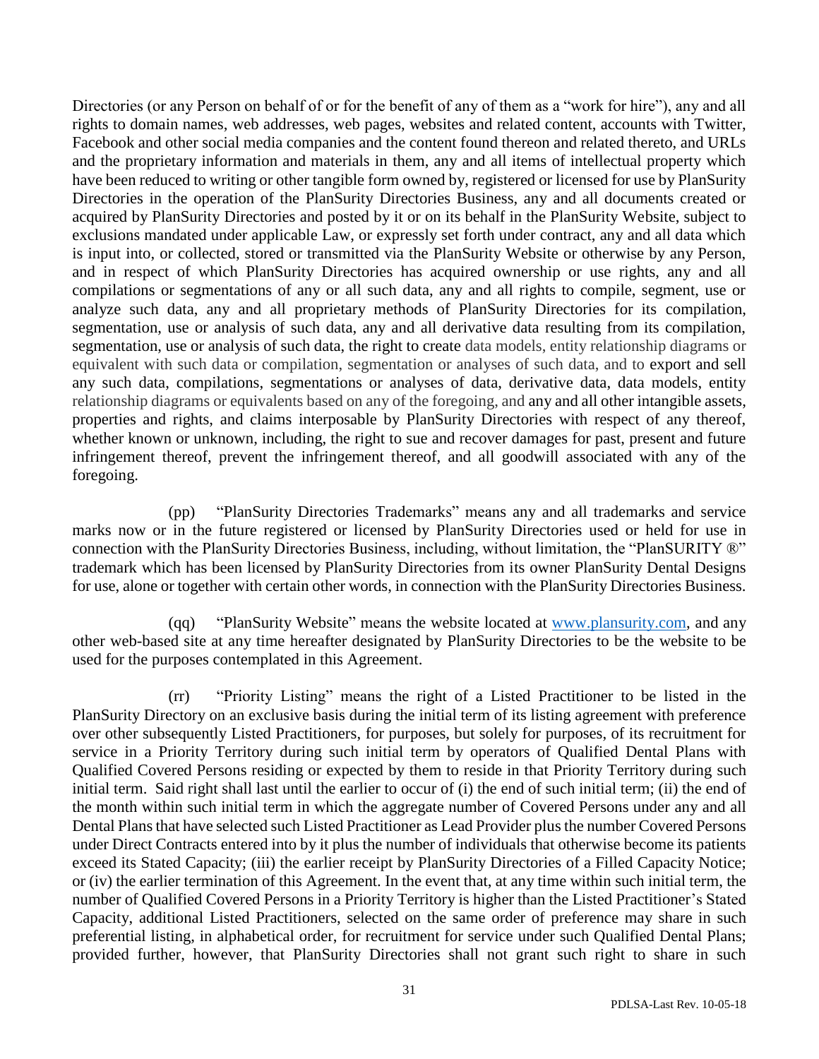Directories (or any Person on behalf of or for the benefit of any of them as a "work for hire"), any and all rights to domain names, web addresses, web pages, websites and related content, accounts with Twitter, Facebook and other social media companies and the content found thereon and related thereto, and URLs and the proprietary information and materials in them, any and all items of intellectual property which have been reduced to writing or other tangible form owned by, registered or licensed for use by PlanSurity Directories in the operation of the PlanSurity Directories Business, any and all documents created or acquired by PlanSurity Directories and posted by it or on its behalf in the PlanSurity Website, subject to exclusions mandated under applicable Law, or expressly set forth under contract, any and all data which is input into, or collected, stored or transmitted via the PlanSurity Website or otherwise by any Person, and in respect of which PlanSurity Directories has acquired ownership or use rights, any and all compilations or segmentations of any or all such data, any and all rights to compile, segment, use or analyze such data, any and all proprietary methods of PlanSurity Directories for its compilation, segmentation, use or analysis of such data, any and all derivative data resulting from its compilation, segmentation, use or analysis of such data, the right to create data models, entity relationship diagrams or equivalent with such data or compilation, segmentation or analyses of such data, and to export and sell any such data, compilations, segmentations or analyses of data, derivative data, data models, entity relationship diagrams or equivalents based on any of the foregoing, and any and all other intangible assets, properties and rights, and claims interposable by PlanSurity Directories with respect of any thereof, whether known or unknown, including, the right to sue and recover damages for past, present and future infringement thereof, prevent the infringement thereof, and all goodwill associated with any of the foregoing.

(pp) "PlanSurity Directories Trademarks" means any and all trademarks and service marks now or in the future registered or licensed by PlanSurity Directories used or held for use in connection with the PlanSurity Directories Business, including, without limitation, the "PlanSURITY ®" trademark which has been licensed by PlanSurity Directories from its owner PlanSurity Dental Designs for use, alone or together with certain other words, in connection with the PlanSurity Directories Business.

(qq) "PlanSurity Website" means the website located at [www.plansurity.com](http://www.plansurity.com), and any other web-based site at any time hereafter designated by PlanSurity Directories to be the website to be used for the purposes contemplated in this Agreement.

(rr) "Priority Listing" means the right of a Listed Practitioner to be listed in the PlanSurity Directory on an exclusive basis during the initial term of its listing agreement with preference over other subsequently Listed Practitioners, for purposes, but solely for purposes, of its recruitment for service in a Priority Territory during such initial term by operators of Qualified Dental Plans with Qualified Covered Persons residing or expected by them to reside in that Priority Territory during such initial term. Said right shall last until the earlier to occur of (i) the end of such initial term; (ii) the end of the month within such initial term in which the aggregate number of Covered Persons under any and all Dental Plans that have selected such Listed Practitioner as Lead Provider plus the number Covered Persons under Direct Contracts entered into by it plus the number of individuals that otherwise become its patients exceed its Stated Capacity; (iii) the earlier receipt by PlanSurity Directories of a Filled Capacity Notice; or (iv) the earlier termination of this Agreement. In the event that, at any time within such initial term, the number of Qualified Covered Persons in a Priority Territory is higher than the Listed Practitioner's Stated Capacity, additional Listed Practitioners, selected on the same order of preference may share in such preferential listing, in alphabetical order, for recruitment for service under such Qualified Dental Plans; provided further, however, that PlanSurity Directories shall not grant such right to share in such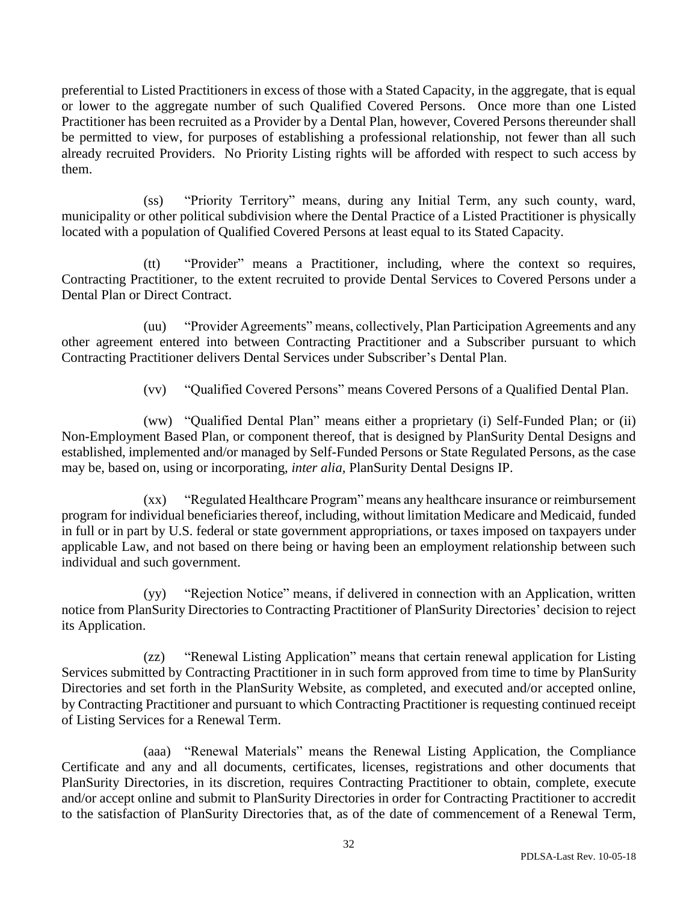preferential to Listed Practitioners in excess of those with a Stated Capacity, in the aggregate, that is equal or lower to the aggregate number of such Qualified Covered Persons. Once more than one Listed Practitioner has been recruited as a Provider by a Dental Plan, however, Covered Persons thereunder shall be permitted to view, for purposes of establishing a professional relationship, not fewer than all such already recruited Providers. No Priority Listing rights will be afforded with respect to such access by them.

(ss) "Priority Territory" means, during any Initial Term, any such county, ward, municipality or other political subdivision where the Dental Practice of a Listed Practitioner is physically located with a population of Qualified Covered Persons at least equal to its Stated Capacity.

(tt) "Provider" means a Practitioner, including, where the context so requires, Contracting Practitioner, to the extent recruited to provide Dental Services to Covered Persons under a Dental Plan or Direct Contract.

(uu) "Provider Agreements" means, collectively, Plan Participation Agreements and any other agreement entered into between Contracting Practitioner and a Subscriber pursuant to which Contracting Practitioner delivers Dental Services under Subscriber's Dental Plan.

(vv) "Qualified Covered Persons" means Covered Persons of a Qualified Dental Plan.

(ww) "Qualified Dental Plan" means either a proprietary (i) Self-Funded Plan; or (ii) Non-Employment Based Plan, or component thereof, that is designed by PlanSurity Dental Designs and established, implemented and/or managed by Self-Funded Persons or State Regulated Persons, as the case may be, based on, using or incorporating, *inter alia*, PlanSurity Dental Designs IP.

(xx) "Regulated Healthcare Program" means any healthcare insurance or reimbursement program for individual beneficiaries thereof, including, without limitation Medicare and Medicaid, funded in full or in part by U.S. federal or state government appropriations, or taxes imposed on taxpayers under applicable Law, and not based on there being or having been an employment relationship between such individual and such government.

(yy) "Rejection Notice" means, if delivered in connection with an Application, written notice from PlanSurity Directories to Contracting Practitioner of PlanSurity Directories' decision to reject its Application.

(zz) "Renewal Listing Application" means that certain renewal application for Listing Services submitted by Contracting Practitioner in in such form approved from time to time by PlanSurity Directories and set forth in the PlanSurity Website, as completed, and executed and/or accepted online, by Contracting Practitioner and pursuant to which Contracting Practitioner is requesting continued receipt of Listing Services for a Renewal Term.

(aaa) "Renewal Materials" means the Renewal Listing Application, the Compliance Certificate and any and all documents, certificates, licenses, registrations and other documents that PlanSurity Directories, in its discretion, requires Contracting Practitioner to obtain, complete, execute and/or accept online and submit to PlanSurity Directories in order for Contracting Practitioner to accredit to the satisfaction of PlanSurity Directories that, as of the date of commencement of a Renewal Term,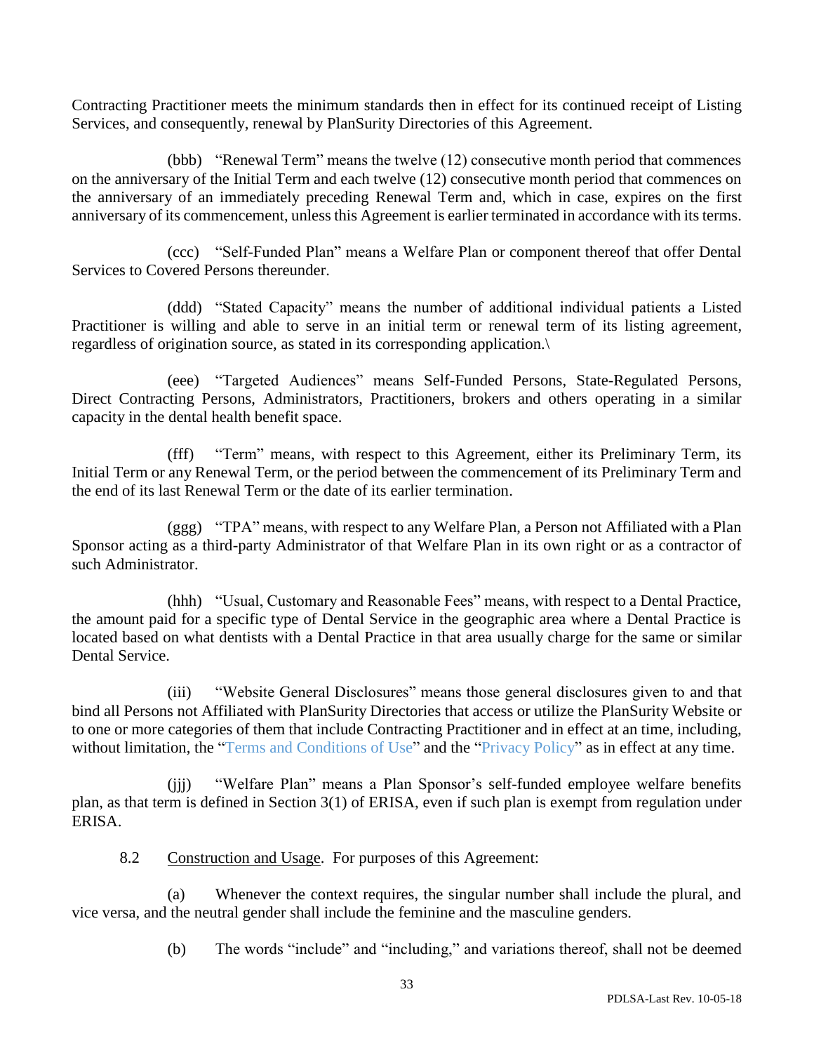Contracting Practitioner meets the minimum standards then in effect for its continued receipt of Listing Services, and consequently, renewal by PlanSurity Directories of this Agreement.

(bbb) "Renewal Term" means the twelve (12) consecutive month period that commences on the anniversary of the Initial Term and each twelve (12) consecutive month period that commences on the anniversary of an immediately preceding Renewal Term and, which in case, expires on the first anniversary of its commencement, unless this Agreement is earlier terminated in accordance with its terms.

(ccc) "Self-Funded Plan" means a Welfare Plan or component thereof that offer Dental Services to Covered Persons thereunder.

(ddd) "Stated Capacity" means the number of additional individual patients a Listed Practitioner is willing and able to serve in an initial term or renewal term of its listing agreement, regardless of origination source, as stated in its corresponding application.\

(eee) "Targeted Audiences" means Self-Funded Persons, State-Regulated Persons, Direct Contracting Persons, Administrators, Practitioners, brokers and others operating in a similar capacity in the dental health benefit space.

(fff) "Term" means, with respect to this Agreement, either its Preliminary Term, its Initial Term or any Renewal Term, or the period between the commencement of its Preliminary Term and the end of its last Renewal Term or the date of its earlier termination.

(ggg) "TPA" means, with respect to any Welfare Plan, a Person not Affiliated with a Plan Sponsor acting as a third-party Administrator of that Welfare Plan in its own right or as a contractor of such Administrator.

(hhh) "Usual, Customary and Reasonable Fees" means, with respect to a Dental Practice, the amount paid for a specific type of Dental Service in the geographic area where a Dental Practice is located based on what dentists with a Dental Practice in that area usually charge for the same or similar Dental Service.

(iii) "Website General Disclosures" means those general disclosures given to and that bind all Persons not Affiliated with PlanSurity Directories that access or utilize the PlanSurity Website or to one or more categories of them that include Contracting Practitioner and in effect at an time, including, without limitation, the "Terms and Conditions of Use" and the "Privacy Policy" as in effect at any time.

(jjj) "Welfare Plan" means a Plan Sponsor's self-funded employee welfare benefits plan, as that term is defined in Section 3(1) of ERISA, even if such plan is exempt from regulation under ERISA.

8.2 Construction and Usage. For purposes of this Agreement:

(a) Whenever the context requires, the singular number shall include the plural, and vice versa, and the neutral gender shall include the feminine and the masculine genders.

(b) The words "include" and "including," and variations thereof, shall not be deemed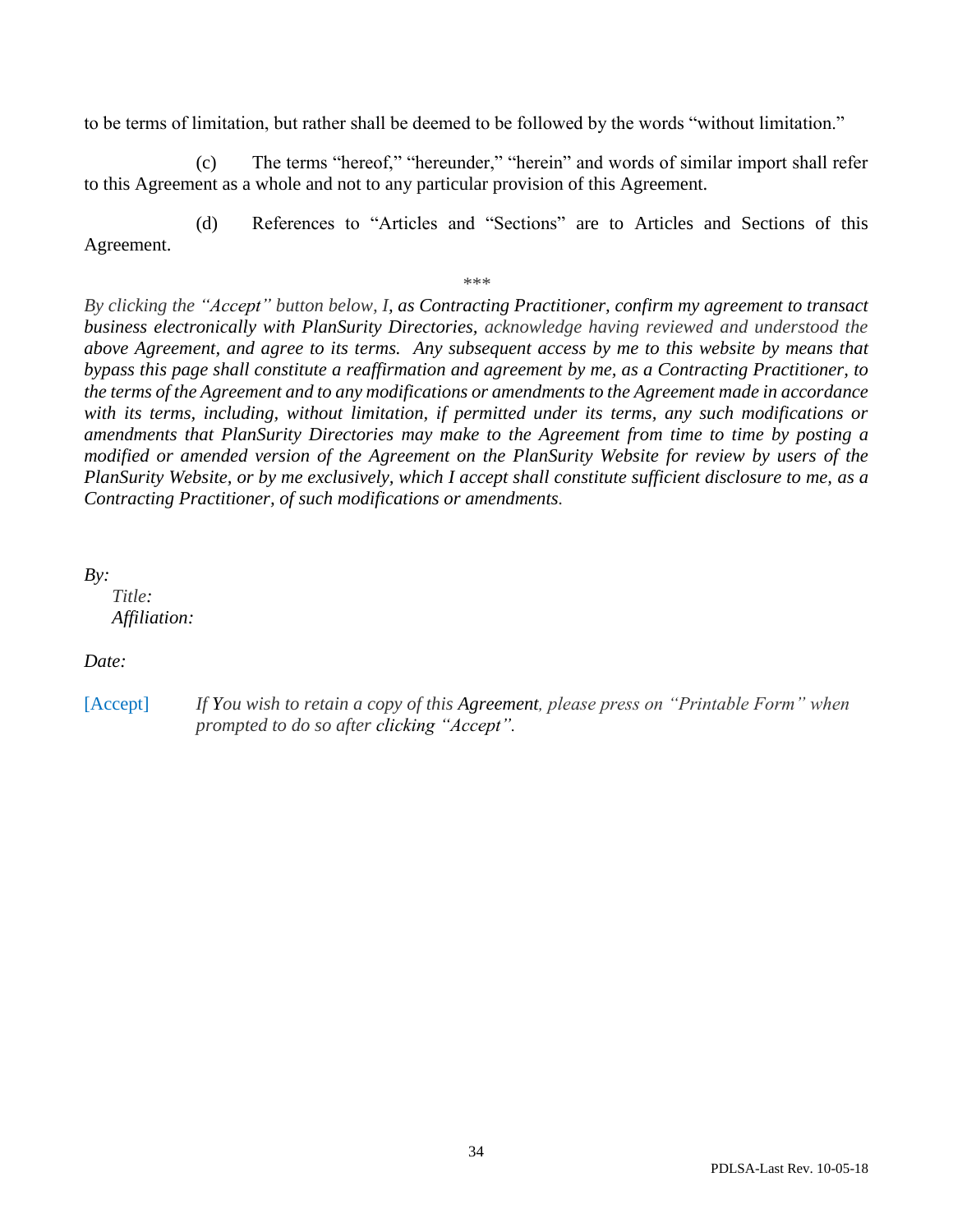to be terms of limitation, but rather shall be deemed to be followed by the words "without limitation."

(c) The terms "hereof," "hereunder," "herein" and words of similar import shall refer to this Agreement as a whole and not to any particular provision of this Agreement.

(d) References to "Articles and "Sections" are to Articles and Sections of this Agreement.

\*\*\*

*By clicking the "Accept" button below, I, as Contracting Practitioner, confirm my agreement to transact business electronically with PlanSurity Directories, acknowledge having reviewed and understood the above Agreement, and agree to its terms. Any subsequent access by me to this website by means that bypass this page shall constitute a reaffirmation and agreement by me, as a Contracting Practitioner, to the terms of the Agreement and to any modifications or amendments to the Agreement made in accordance with its terms, including, without limitation, if permitted under its terms, any such modifications or amendments that PlanSurity Directories may make to the Agreement from time to time by posting a modified or amended version of the Agreement on the PlanSurity Website for review by users of the PlanSurity Website, or by me exclusively, which I accept shall constitute sufficient disclosure to me, as a Contracting Practitioner, of such modifications or amendments.*

*By:*
*Title:*
*Affiliation:*

*Date:*

[Accept] *If You wish to retain a copy of this Agreement, please press on "Printable Form" when prompted to do so after clicking "Accept".*

PDLSA-Last Rev. 10-05-18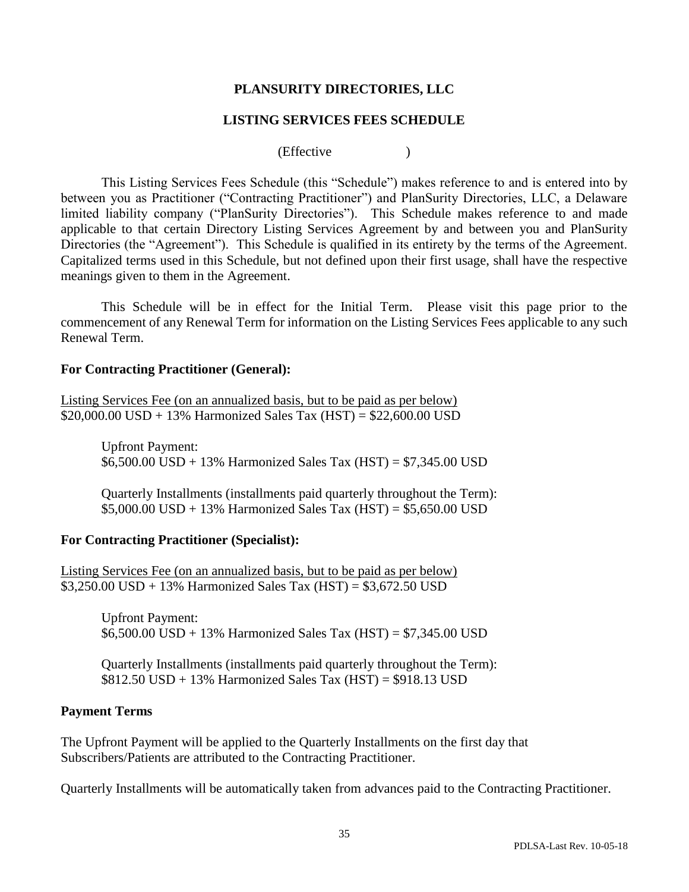**PLANSURITY DIRECTORIES, LLC**

**LISTING SERVICES FEES SCHEDULE**

(Effective )

This Listing Services Fees Schedule (this "Schedule") makes reference to and is entered into by between you as Practitioner ("Contracting Practitioner") and PlanSurity Directories, LLC, a Delaware limited liability company ("PlanSurity Directories"). This Schedule makes reference to and made applicable to that certain Directory Listing Services Agreement by and between you and PlanSurity Directories (the "Agreement"). This Schedule is qualified in its entirety by the terms of the Agreement. Capitalized terms used in this Schedule, but not defined upon their first usage, shall have the respective meanings given to them in the Agreement.

This Schedule will be in effect for the Initial Term. Please visit this page prior to the commencement of any Renewal Term for information on the Listing Services Fees applicable to any such Renewal Term.

**For Contracting Practitioner (General):**

<u>Listing Services Fee (on an annualized basis, but to be paid as per below)</u>
$20,000.00 USD + 13% Harmonized Sales Tax (HST) = $22,600.00 USD

Upfront Payment:
$6,500.00 USD + 13% Harmonized Sales Tax (HST) = $7,345.00 USD

Quarterly Installments (installments paid quarterly throughout the Term):
$5,000.00 USD + 13% Harmonized Sales Tax (HST) = $5,650.00 USD

**For Contracting Practitioner (Specialist):**

<u>Listing Services Fee (on an annualized basis, but to be paid as per below)</u>
$3,250.00 USD + 13% Harmonized Sales Tax (HST) = $3,672.50 USD

Upfront Payment:
$6,500.00 USD + 13% Harmonized Sales Tax (HST) = $7,345.00 USD

Quarterly Installments (installments paid quarterly throughout the Term):
$812.50 USD + 13% Harmonized Sales Tax (HST) = $918.13 USD

**Payment Terms**

The Upfront Payment will be applied to the Quarterly Installments on the first day that Subscribers/Patients are attributed to the Contracting Practitioner.

Quarterly Installments will be automatically taken from advances paid to the Contracting Practitioner.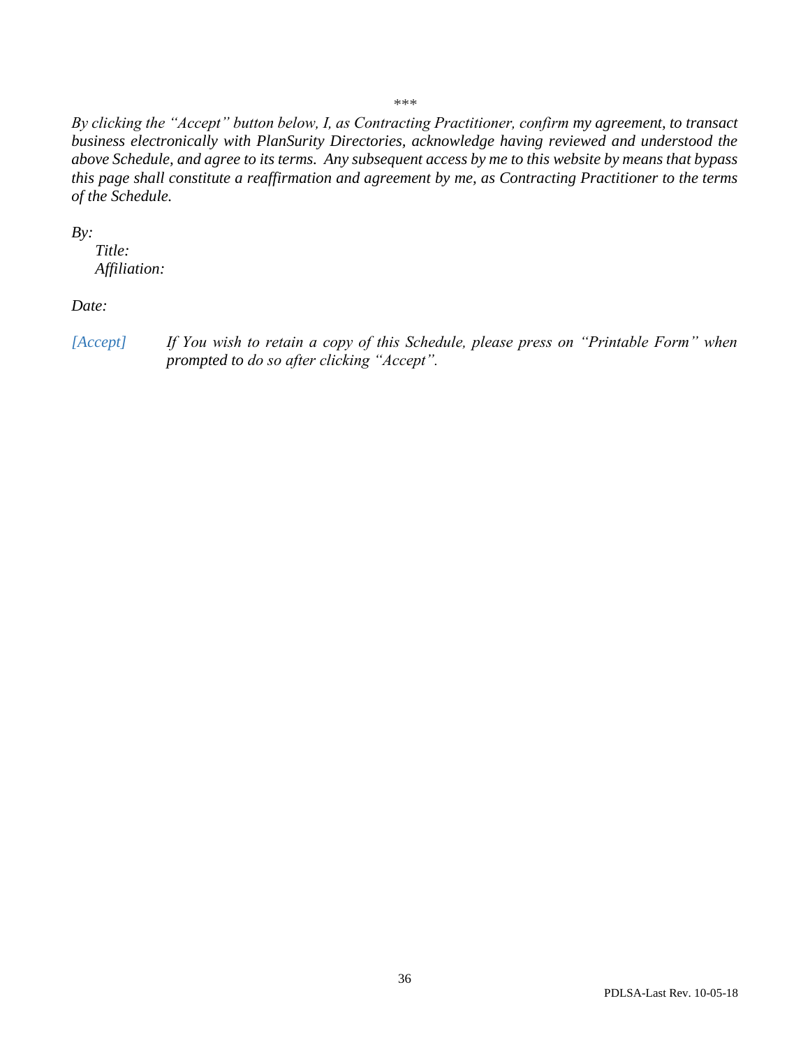\*\*\*

*By clicking the "Accept" button below, I, as Contracting Practitioner, confirm my agreement, to transact business electronically with PlanSurity Directories, acknowledge having reviewed and understood the above Schedule, and agree to its terms. Any subsequent access by me to this website by means that bypass this page shall constitute a reaffirmation and agreement by me, as Contracting Practitioner to the terms of the Schedule.*

*By:*
*Title:*
*Affiliation:*

*Date:*

*[Accept]* *If You wish to retain a copy of this Schedule, please press on "Printable Form" when prompted to do so after clicking "Accept".*